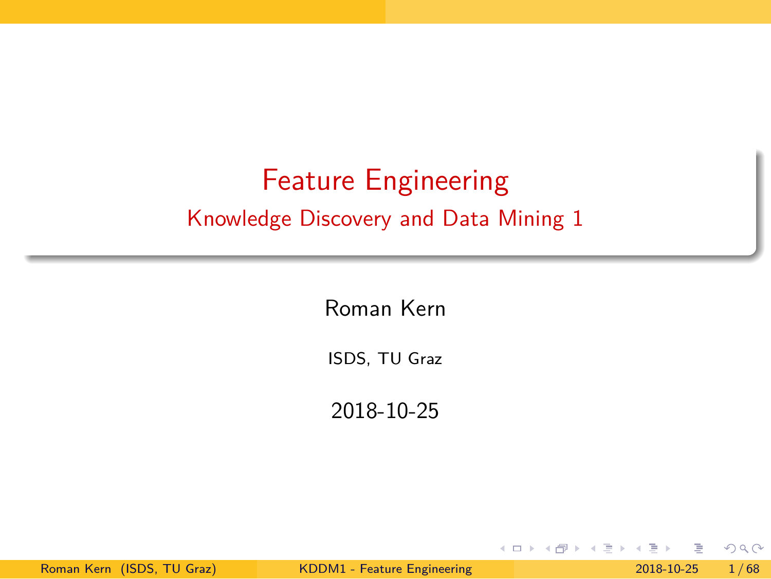# Feature Engineering

## Knowledge Discovery and Data Mining 1

Roman Kern

ISDS, TU Graz

2018-10-25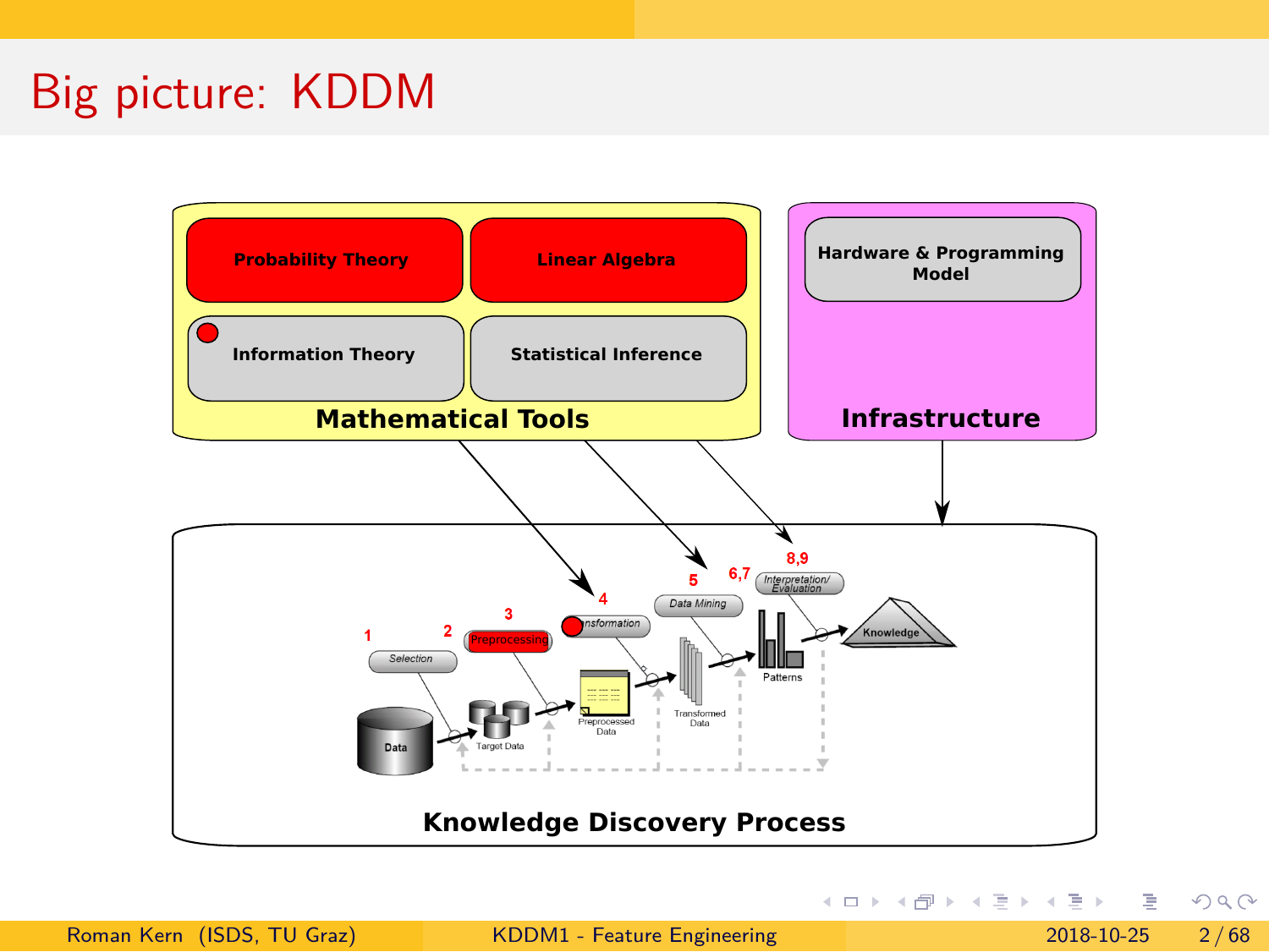# Big picture: KDDM

**Mathematical Tools**

- **Probability Theory**
- **Linear Algebra**
- **Information Theory**
- **Statistical Inference**

**Infrastructure**

- **Hardware & Programming Model**

**Knowledge Discovery Process**

1. Selection
2. Preprocessing
3. Transformation
4. Data Mining
5. Interpretation/Evaluation

Data → Target Data → Preprocessed Data → Transformed Data → Patterns → Knowledge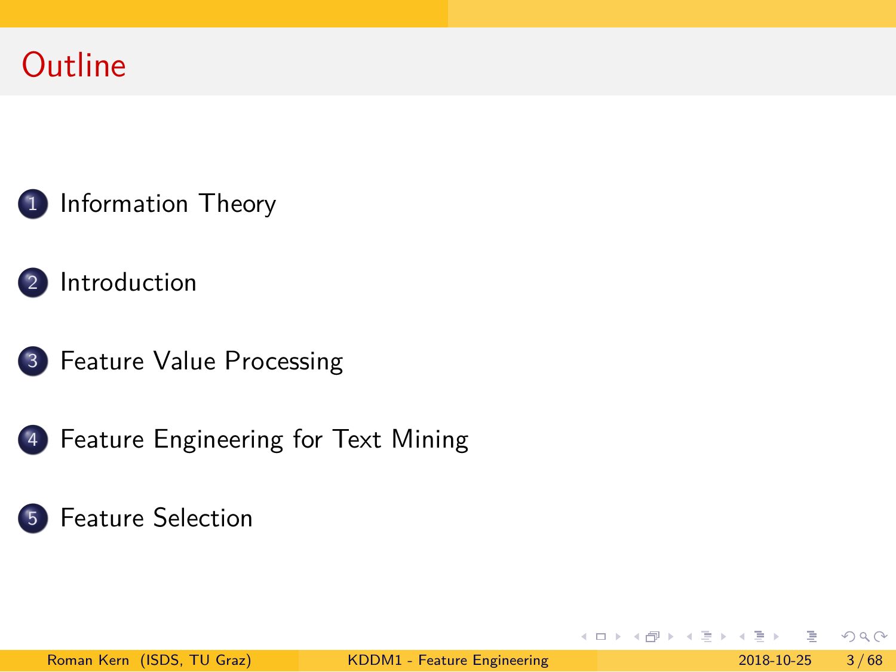# Outline

1. Information Theory
2. Introduction
3. Feature Value Processing
4. Feature Engineering for Text Mining
5. Feature Selection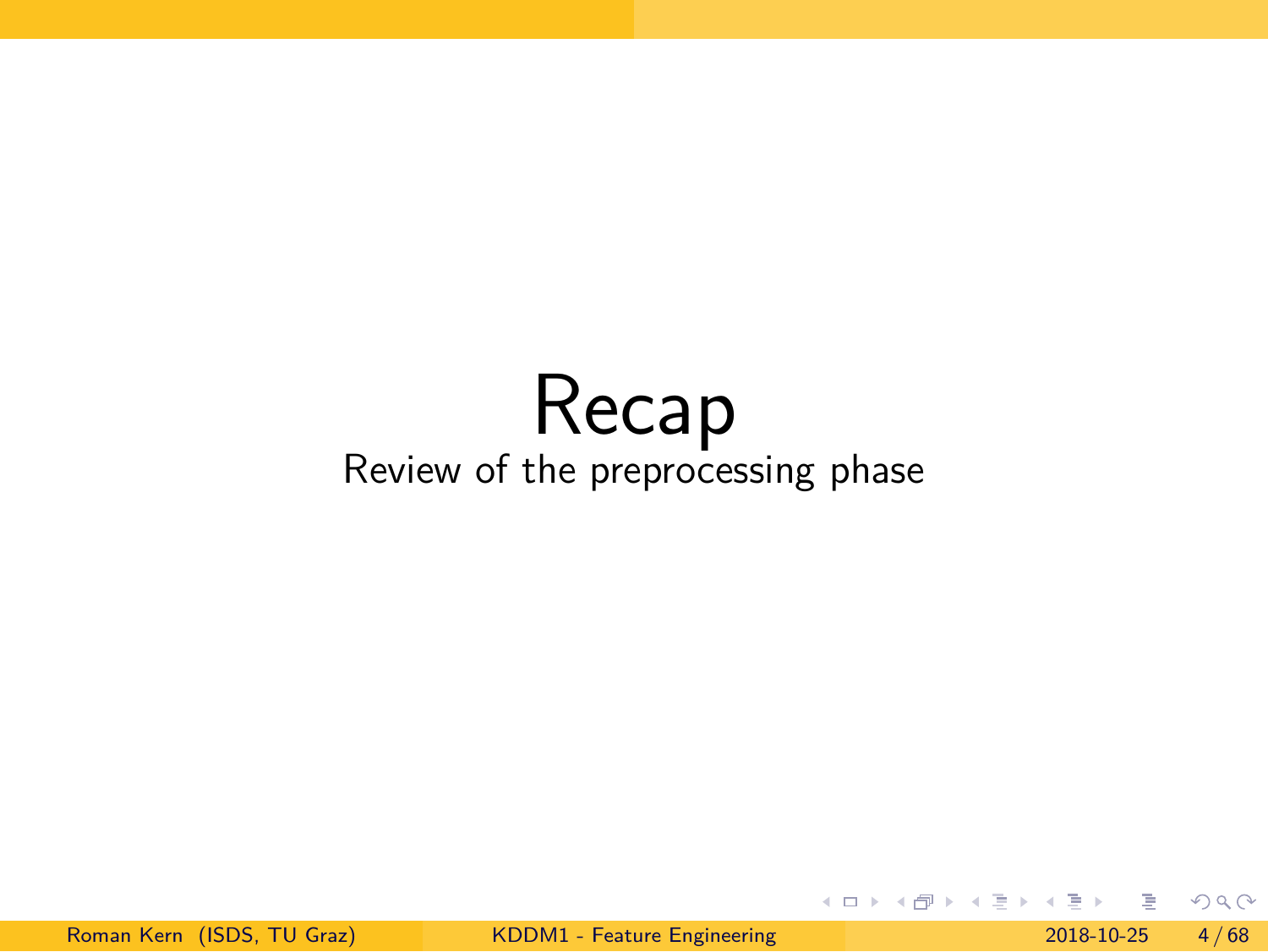# Recap

Review of the preprocessing phase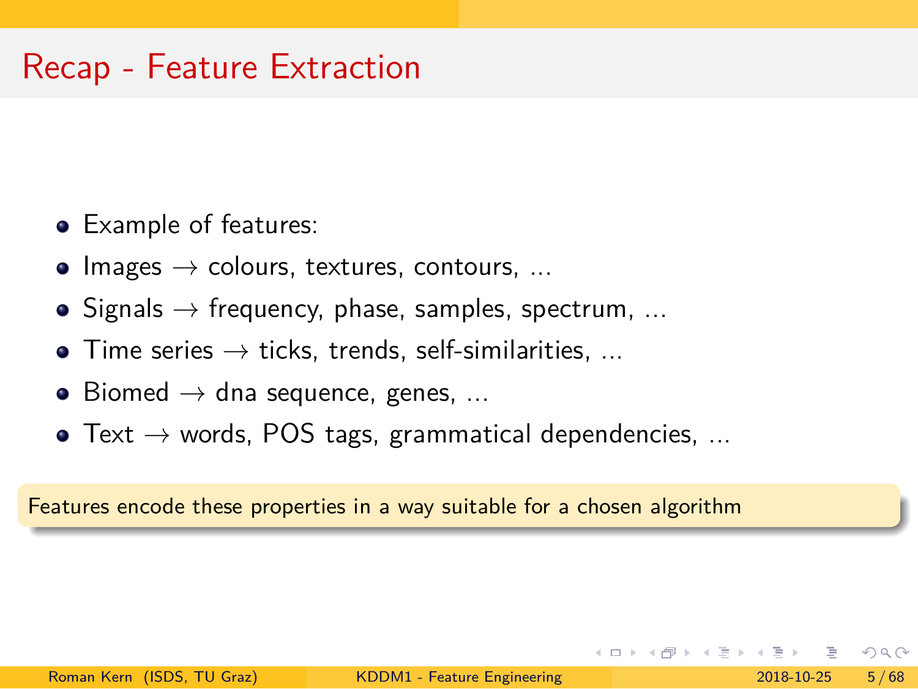# Recap - Feature Extraction

- Example of features:
- Images → colours, textures, contours, ...
- Signals → frequency, phase, samples, spectrum, ...
- Time series → ticks, trends, self-similarities, ...
- Biomed → dna sequence, genes, ...
- Text → words, POS tags, grammatical dependencies, ...

Features encode these properties in a way suitable for a chosen algorithm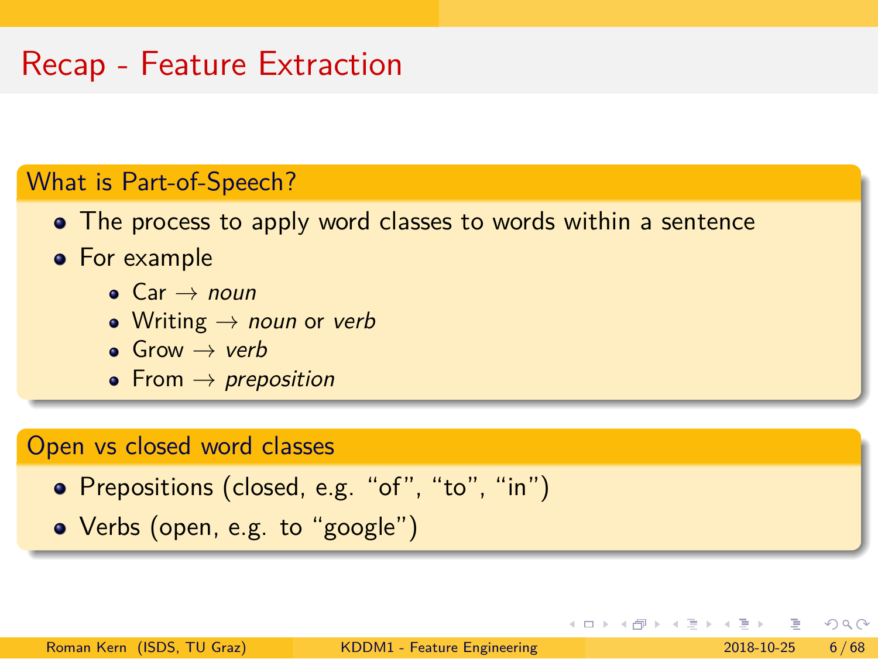# Recap - Feature Extraction

## What is Part-of-Speech?

- The process to apply word classes to words within a sentence
- For example
  - Car → *noun*
  - Writing → *noun* or *verb*
  - Grow → *verb*
  - From → *preposition*

## Open vs closed word classes

- Prepositions (closed, e.g. "of", "to", "in")
- Verbs (open, e.g. to "google")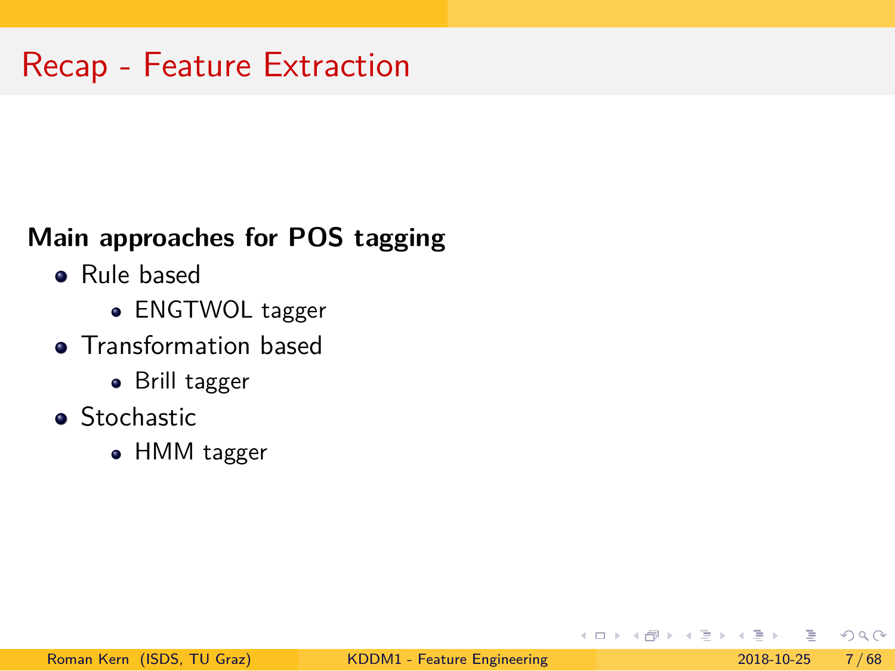# Recap - Feature Extraction

**Main approaches for POS tagging**

- Rule based
  - ENGTWOL tagger
- Transformation based
  - Brill tagger
- Stochastic
  - HMM tagger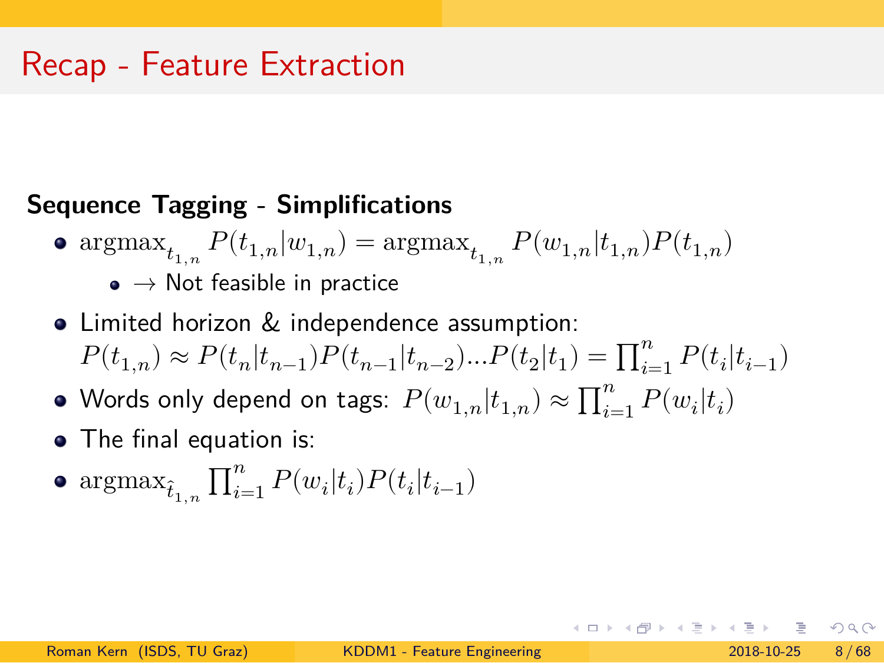# Recap - Feature Extraction

**Sequence Tagging - Simplifications**

- $\text{argmax}_{t_{1,n}} P(t_{1,n}|w_{1,n}) = \text{argmax}_{t_{1,n}} P(w_{1,n}|t_{1,n})P(t_{1,n})$
  - $\rightarrow$ Not feasible in practice
- Limited horizon & independence assumption: $P(t_{1,n}) \approx P(t_n|t_{n-1})P(t_{n-1}|t_{n-2})...P(t_2|t_1) = \prod_{i=1}^{n} P(t_i|t_{i-1})$
- Words only depend on tags: $P(w_{1,n}|t_{1,n}) \approx \prod_{i=1}^{n} P(w_i|t_i)$
- The final equation is:
- $\text{argmax}_{\hat{t}_{1,n}} \prod_{i=1}^{n} P(w_i|t_i)P(t_i|t_{i-1})$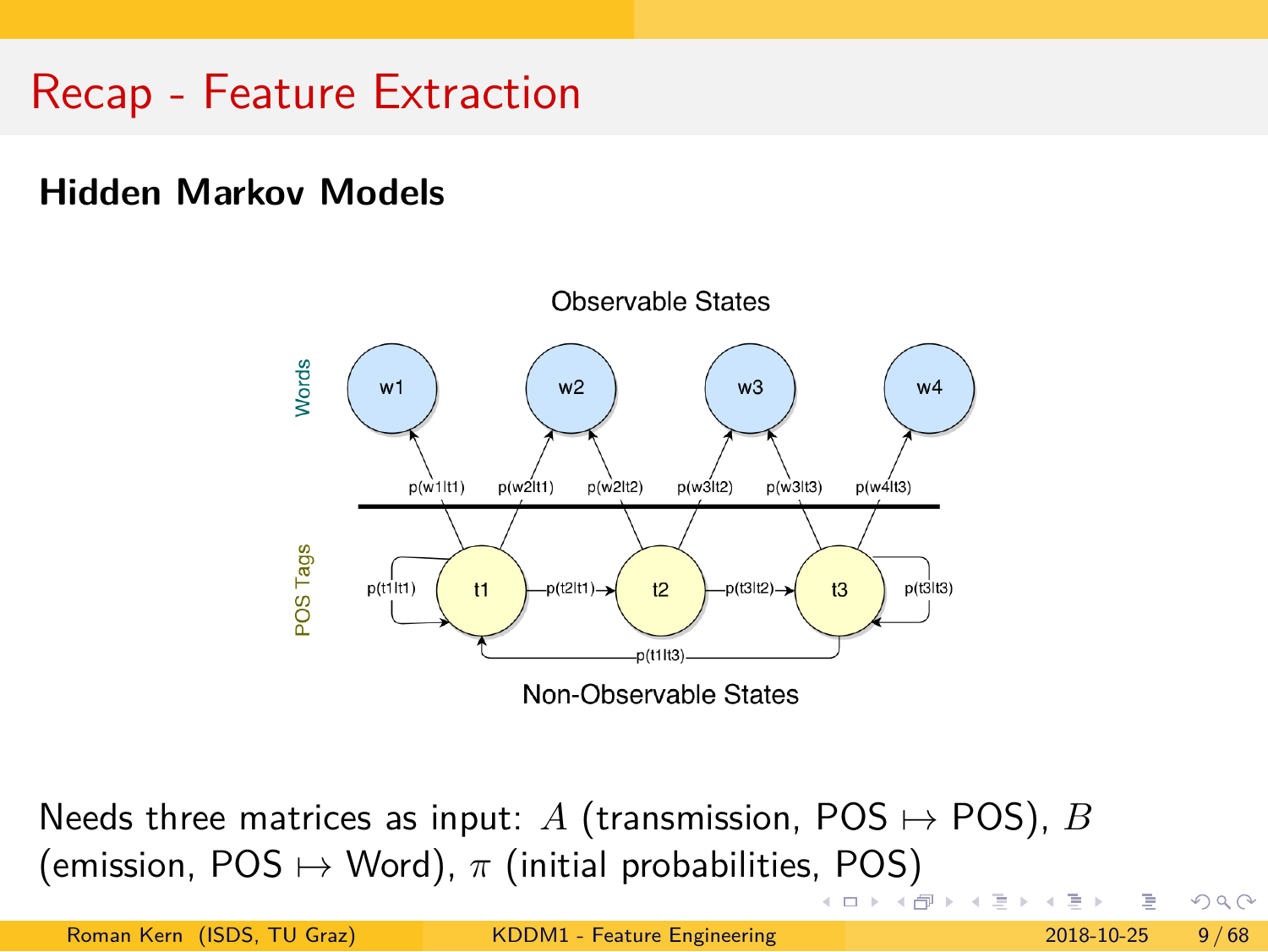# Recap - Feature Extraction

## Hidden Markov Models

Needs three matrices as input: $A$ (transmission, POS $\mapsto$ POS), $B$ (emission, POS $\mapsto$ Word), $\pi$ (initial probabilities, POS)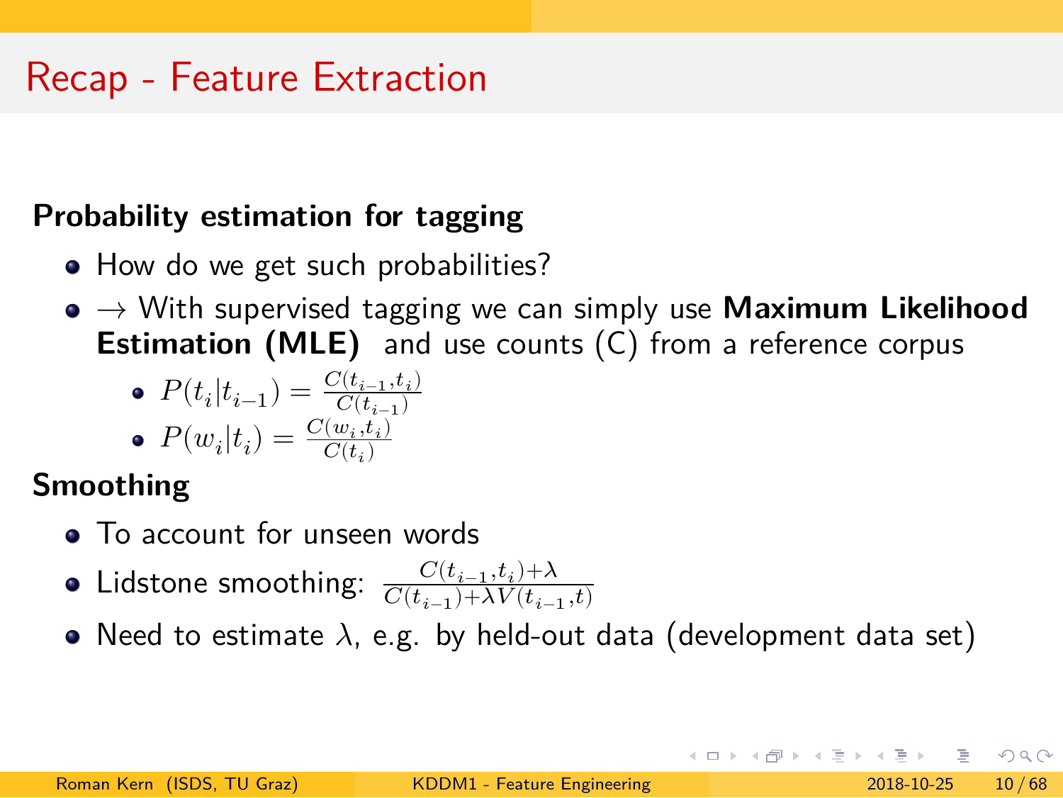# Recap - Feature Extraction

**Probability estimation for tagging**

- How do we get such probabilities?
- $\rightarrow$ With supervised tagging we can simply use **Maximum Likelihood Estimation (MLE)** and use counts (C) from a reference corpus
  - $P(t_i|t_{i-1}) = \frac{C(t_{i-1},t_i)}{C(t_{i-1})}$
  - $P(w_i|t_i) = \frac{C(w_i,t_i)}{C(t_i)}$

**Smoothing**

- To account for unseen words
- Lidstone smoothing: $\frac{C(t_{i-1},t_i)+\lambda}{C(t_{i-1})+\lambda V(t_{i-1},t)}$
- Need to estimate $\lambda$, e.g. by held-out data (development data set)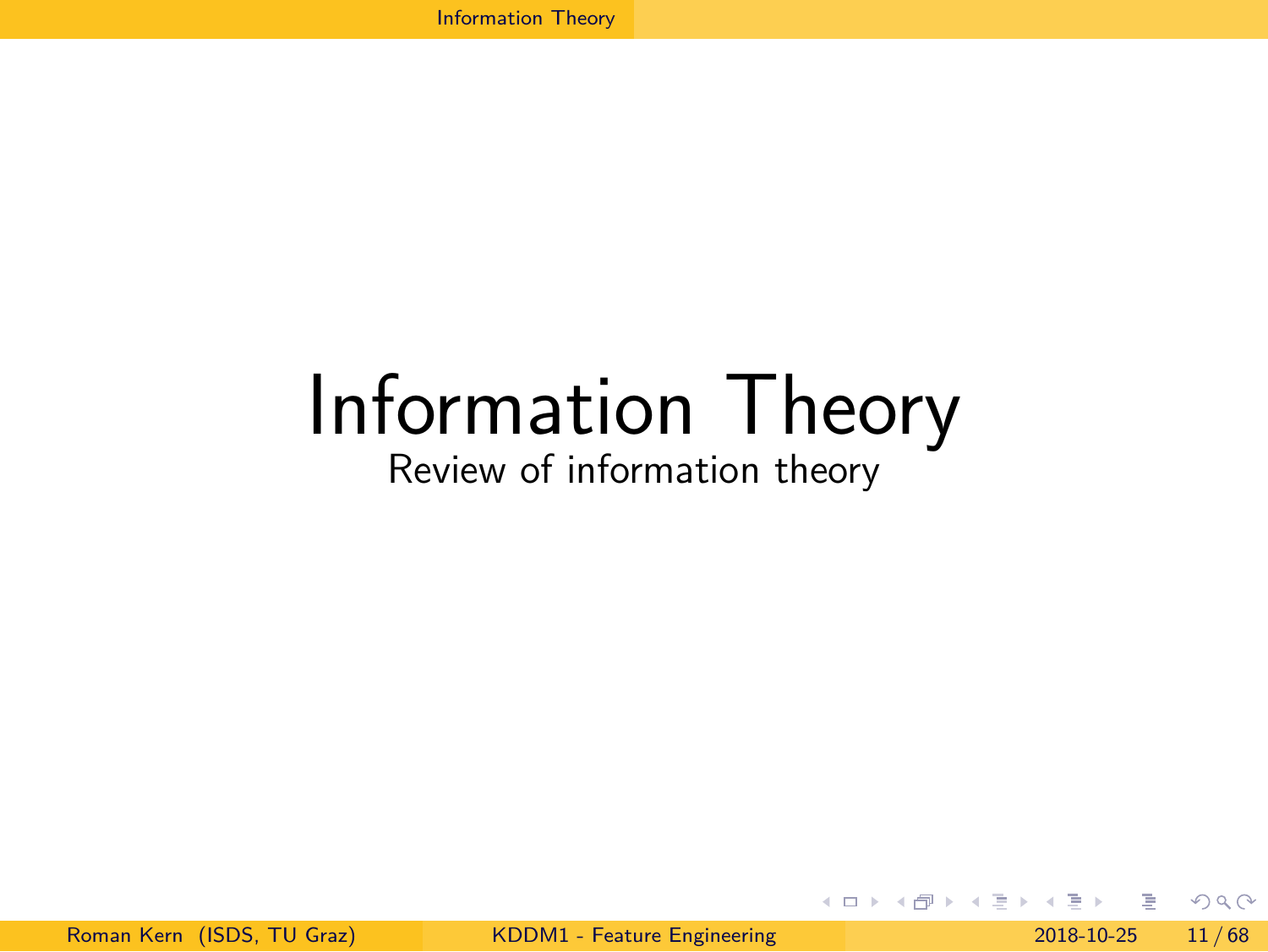# Information Theory

Review of information theory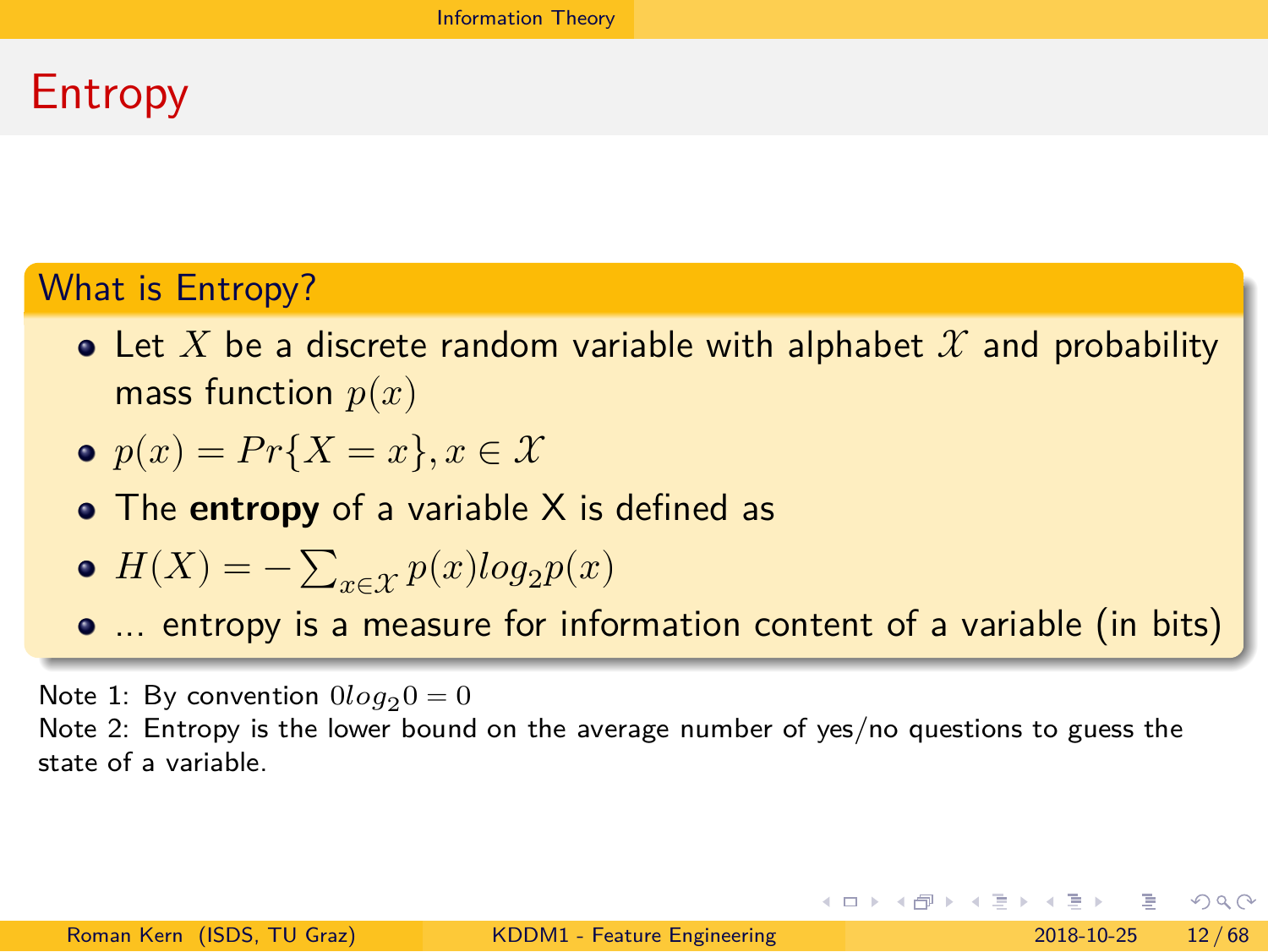# Entropy

## What is Entropy?

- Let $X$ be a discrete random variable with alphabet $\mathcal{X}$ and probability mass function $p(x)$
- $p(x) = Pr\{X = x\}, x \in \mathcal{X}$
- The **entropy** of a variable X is defined as
- $H(X) = -\sum_{x \in \mathcal{X}} p(x) log_2 p(x)$
- ... entropy is a measure for information content of a variable (in bits)

Note 1: By convention $0 log_2 0 = 0$
Note 2: Entropy is the lower bound on the average number of yes/no questions to guess the state of a variable.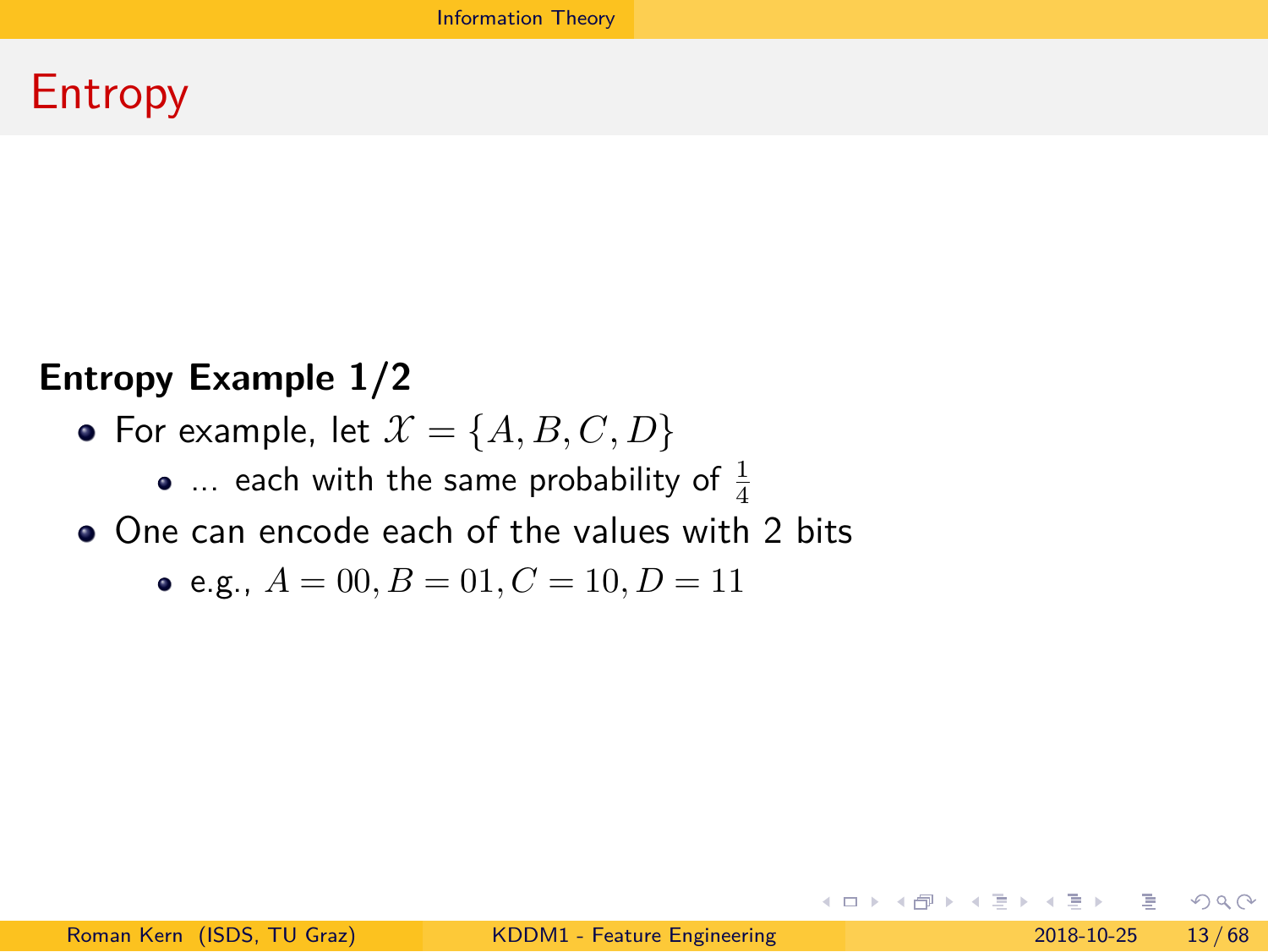# Entropy

**Entropy Example 1/2**

- For example, let $\mathcal{X} = \{A, B, C, D\}$
  - ... each with the same probability of $\frac{1}{4}$
- One can encode each of the values with 2 bits
  - e.g., $A = 00, B = 01, C = 10, D = 11$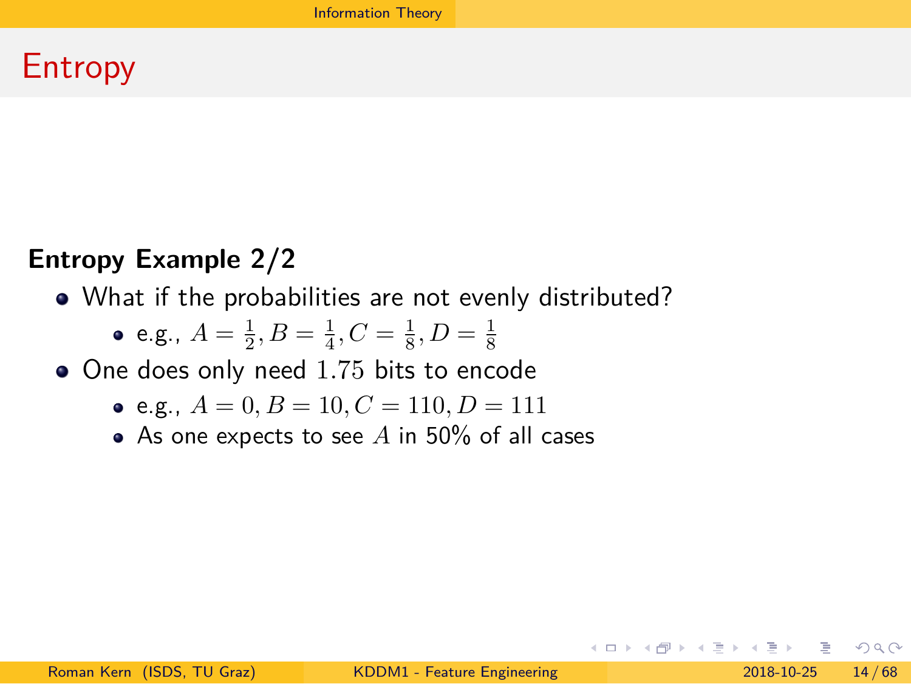# Entropy

### Entropy Example 2/2

- What if the probabilities are not evenly distributed?
  - e.g., $A = \frac{1}{2}, B = \frac{1}{4}, C = \frac{1}{8}, D = \frac{1}{8}$
- One does only need $1.75$ bits to encode
  - e.g., $A = 0, B = 10, C = 110, D = 111$
  - As one expects to see $A$ in 50% of all cases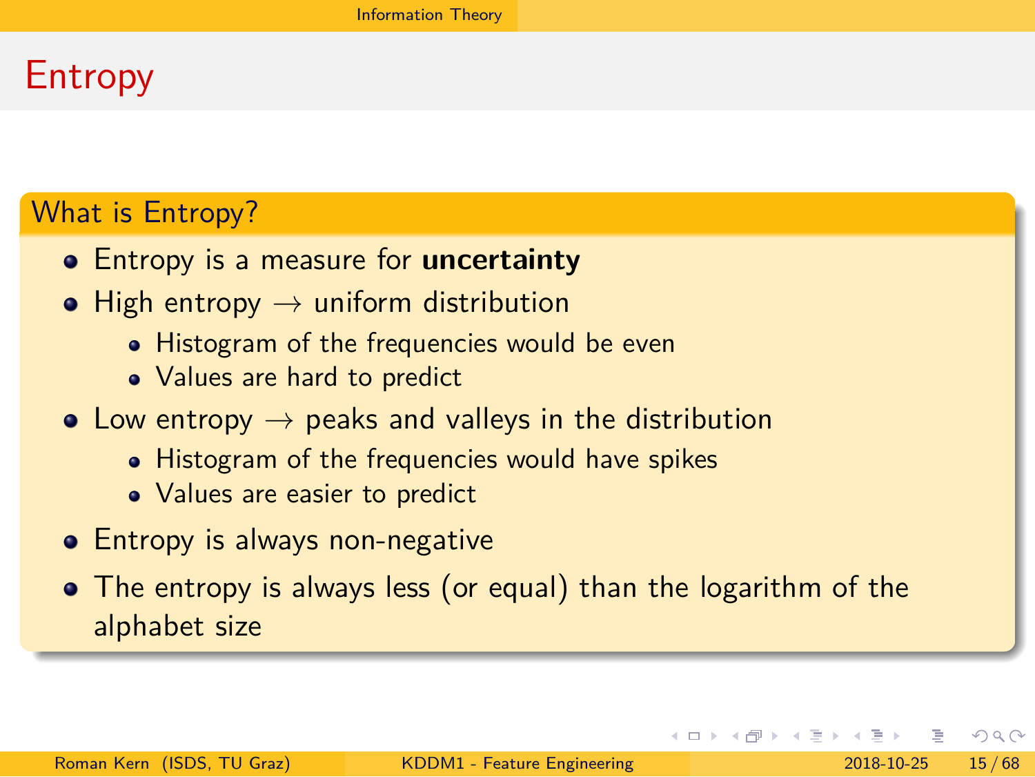# Entropy

## What is Entropy?

- Entropy is a measure for **uncertainty**
- High entropy $\rightarrow$ uniform distribution
  - Histogram of the frequencies would be even
  - Values are hard to predict
- Low entropy $\rightarrow$ peaks and valleys in the distribution
  - Histogram of the frequencies would have spikes
  - Values are easier to predict
- Entropy is always non-negative
- The entropy is always less (or equal) than the logarithm of the alphabet size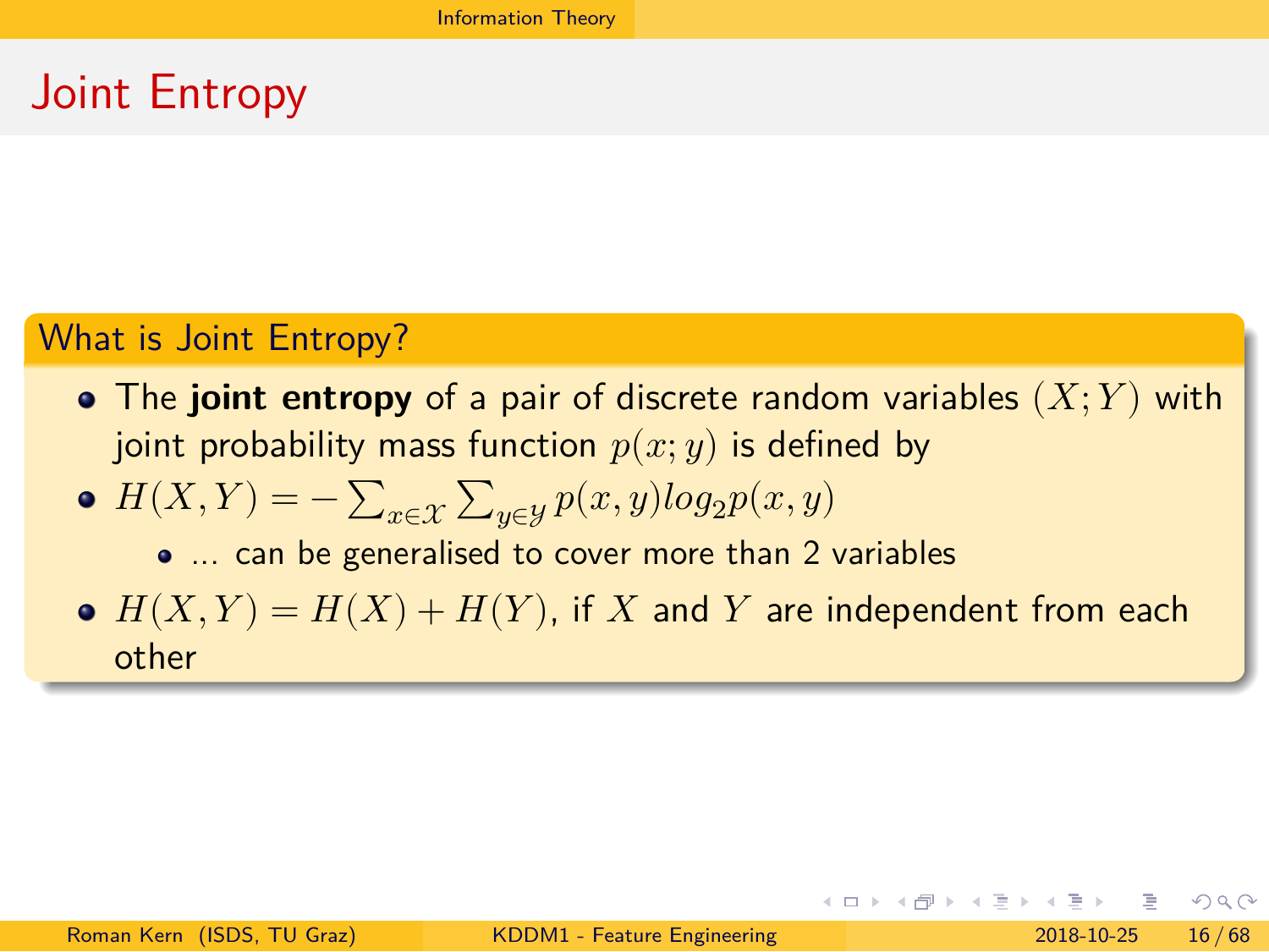# Joint Entropy

## What is Joint Entropy?

- The **joint entropy** of a pair of discrete random variables $(X;Y)$ with joint probability mass function $p(x;y)$ is defined by
- $H(X,Y) = -\sum_{x \in \mathcal{X}} \sum_{y \in \mathcal{Y}} p(x,y) log_2 p(x,y)$
  - ... can be generalised to cover more than 2 variables
- $H(X,Y) = H(X) + H(Y)$, if $X$ and $Y$ are independent from each other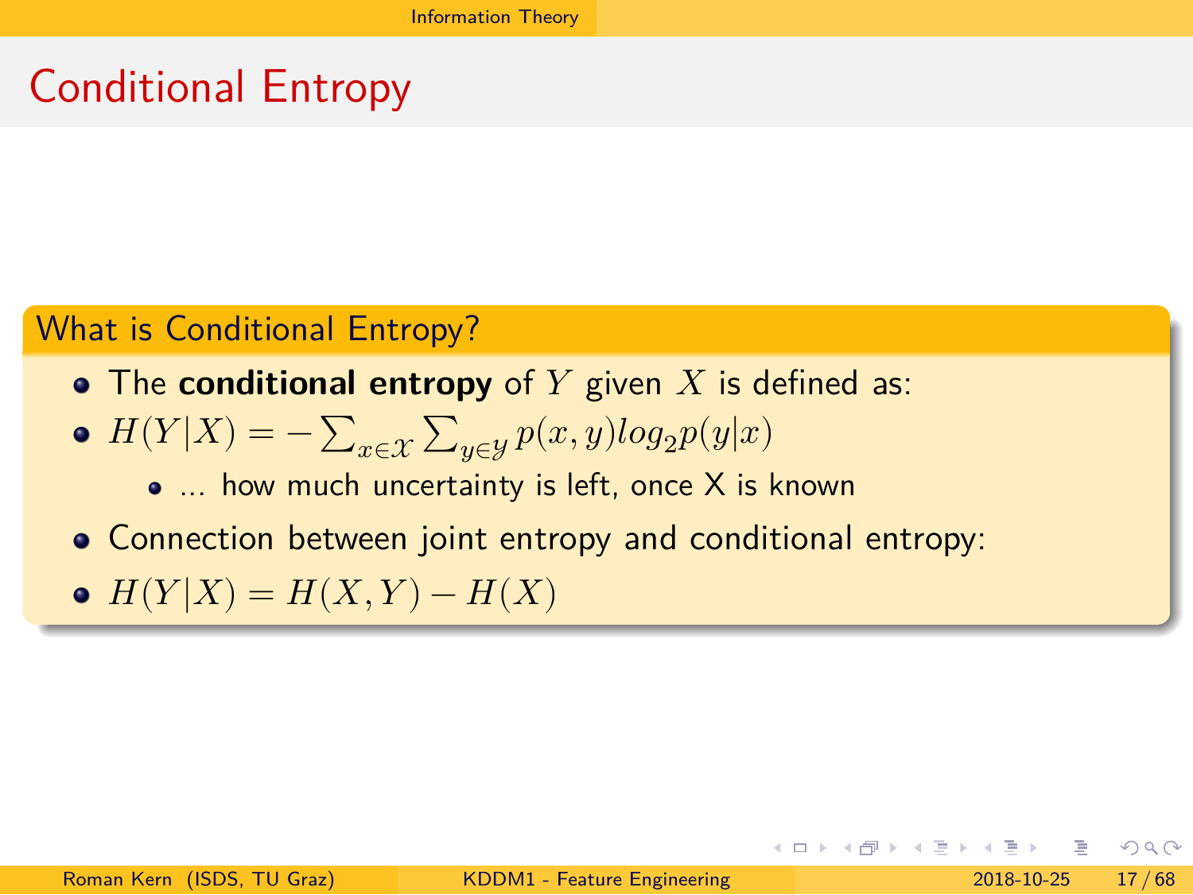# Conditional Entropy

## What is Conditional Entropy?

- The **conditional entropy** of $Y$ given $X$ is defined as:
- $H(Y|X) = -\sum_{x \in \mathcal{X}} \sum_{y \in \mathcal{Y}} p(x,y) log_2 p(y|x)$
  - ... how much uncertainty is left, once X is known
- Connection between joint entropy and conditional entropy:
- $H(Y|X) = H(X,Y) - H(X)$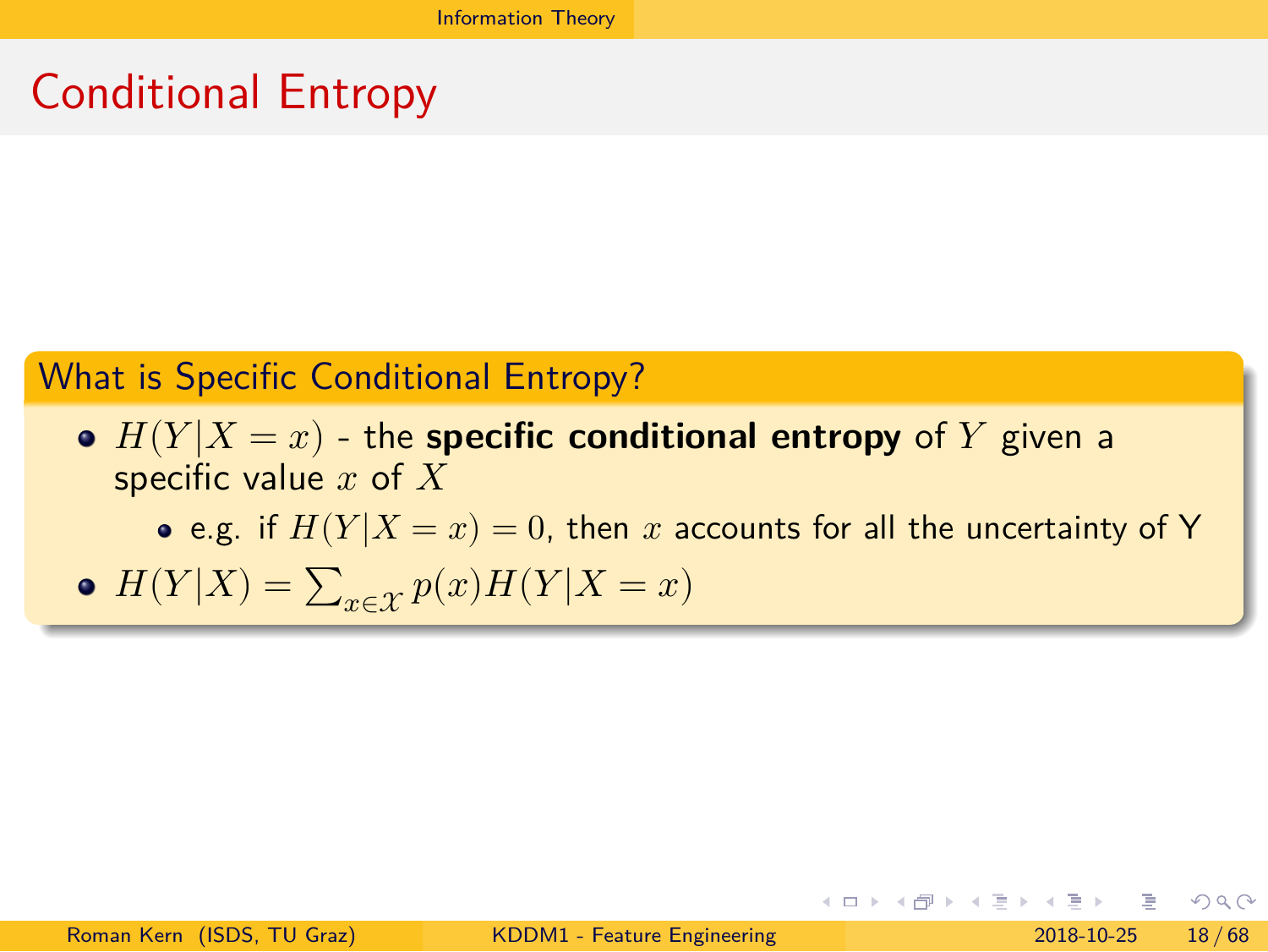# Conditional Entropy

## What is Specific Conditional Entropy?

- $H(Y|X = x)$ - the **specific conditional entropy** of $Y$ given a specific value $x$ of $X$
  - e.g. if $H(Y|X = x) = 0$, then $x$ accounts for all the uncertainty of Y
- $H(Y|X) = \sum_{x \in \mathcal{X}} p(x)H(Y|X = x)$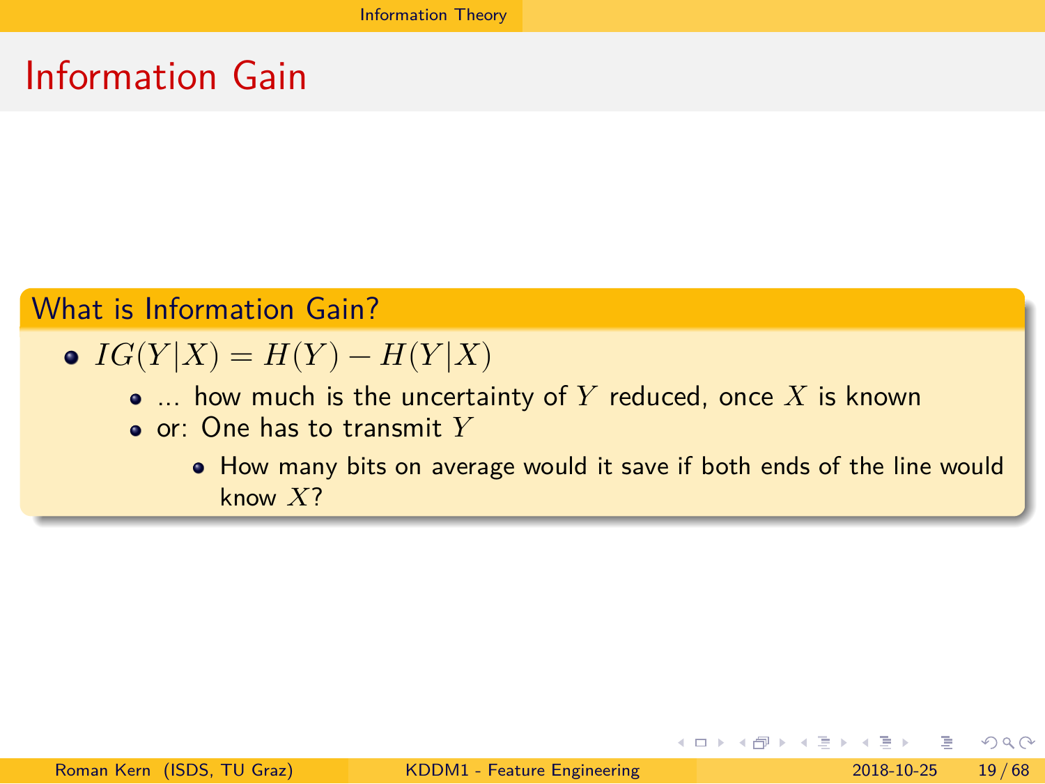# Information Gain

## What is Information Gain?

- $IG(Y|X) = H(Y) - H(Y|X)$
  - ... how much is the uncertainty of $Y$ reduced, once $X$ is known
  - or: One has to transmit $Y$
    - How many bits on average would it save if both ends of the line would know $X$?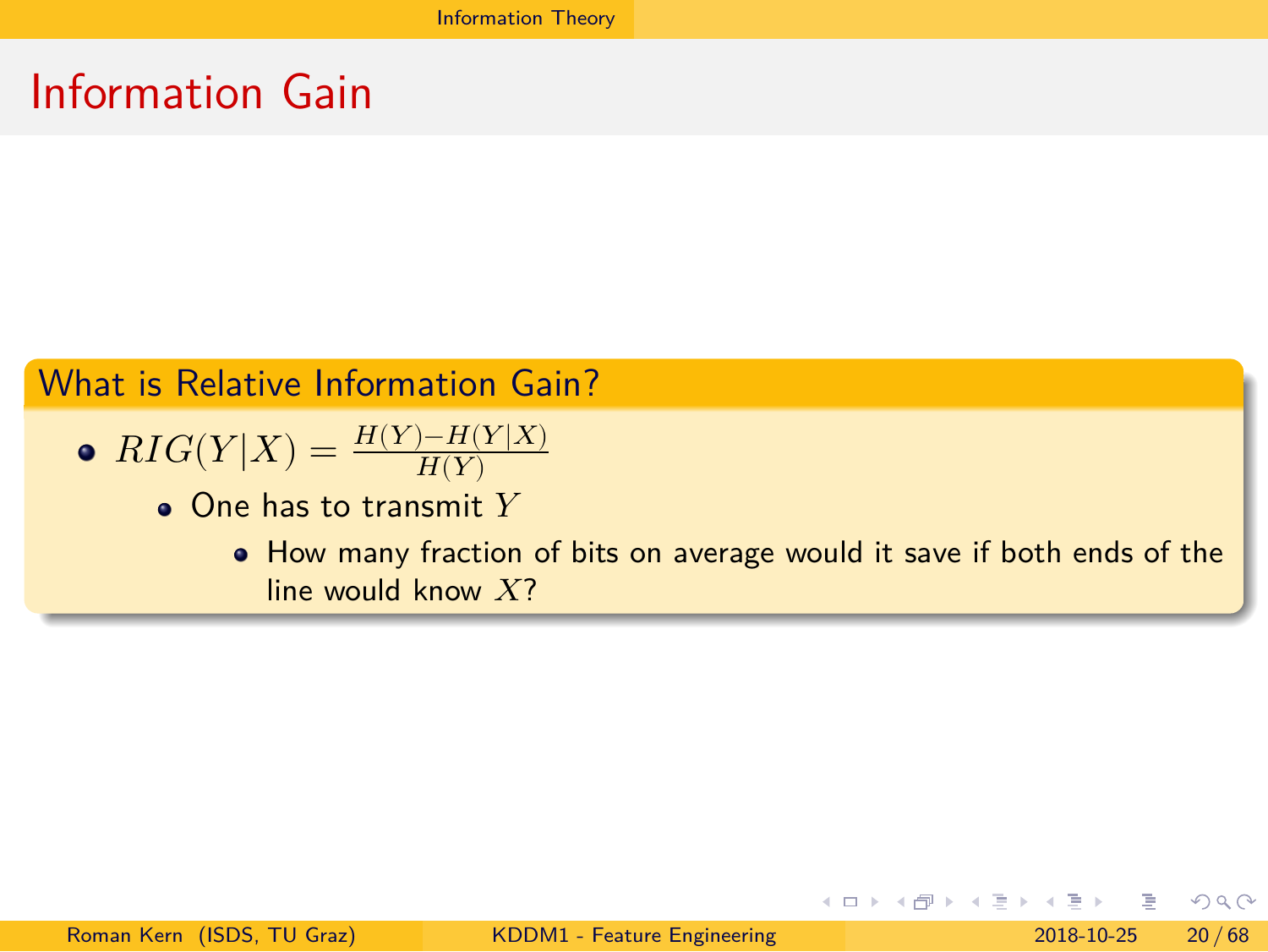# Information Gain

## What is Relative Information Gain?

- $RIG(Y|X) = \frac{H(Y) - H(Y|X)}{H(Y)}$
  - One has to transmit $Y$
    - How many fraction of bits on average would it save if both ends of the line would know $X$?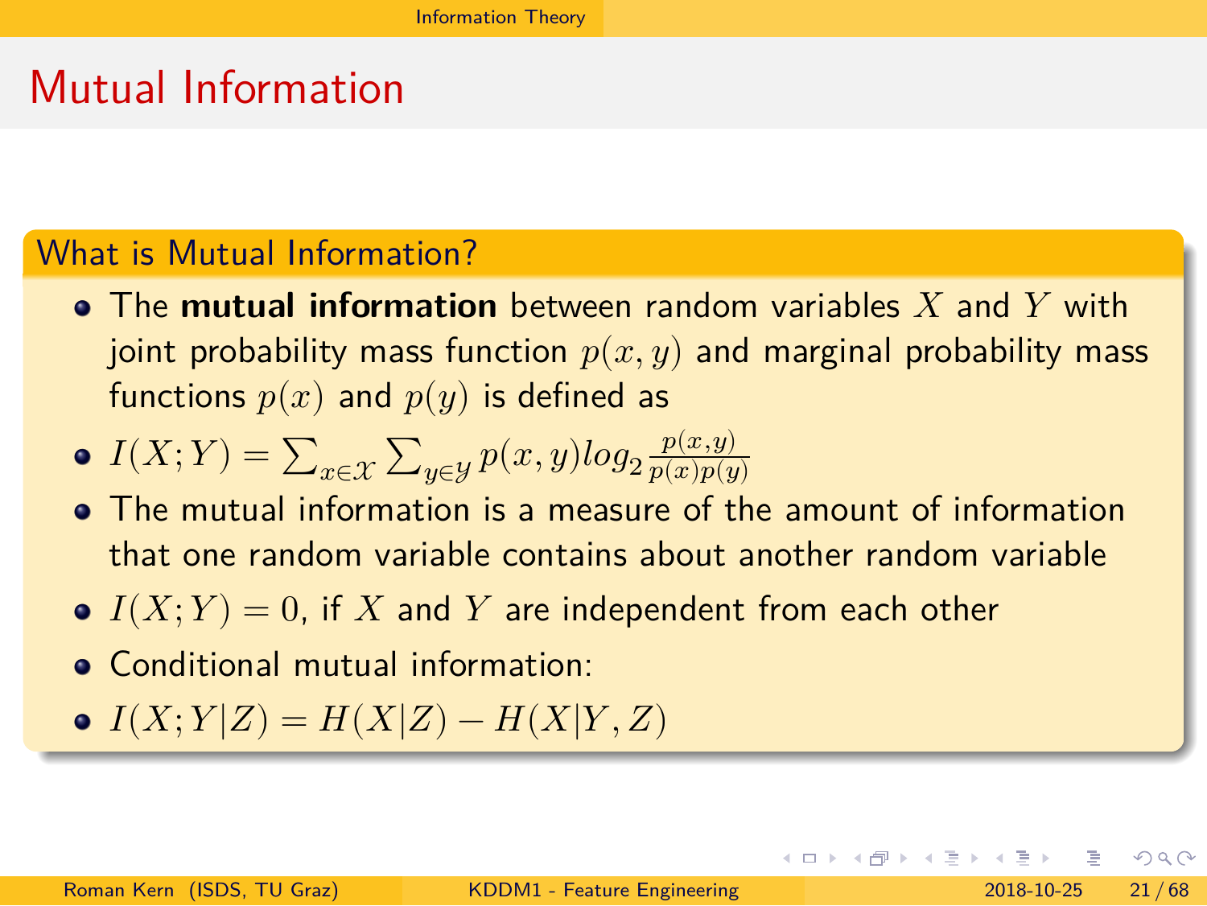# Mutual Information

## What is Mutual Information?

- The **mutual information** between random variables $X$ and $Y$ with joint probability mass function $p(x, y)$ and marginal probability mass functions $p(x)$ and $p(y)$ is defined as
- $I(X;Y) = \sum_{x \in \mathcal{X}} \sum_{y \in \mathcal{Y}} p(x, y) log_2 \frac{p(x,y)}{p(x)p(y)}$
- The mutual information is a measure of the amount of information that one random variable contains about another random variable
- $I(X;Y) = 0$, if $X$ and $Y$ are independent from each other
- Conditional mutual information:
- $I(X;Y|Z) = H(X|Z) - H(X|Y,Z)$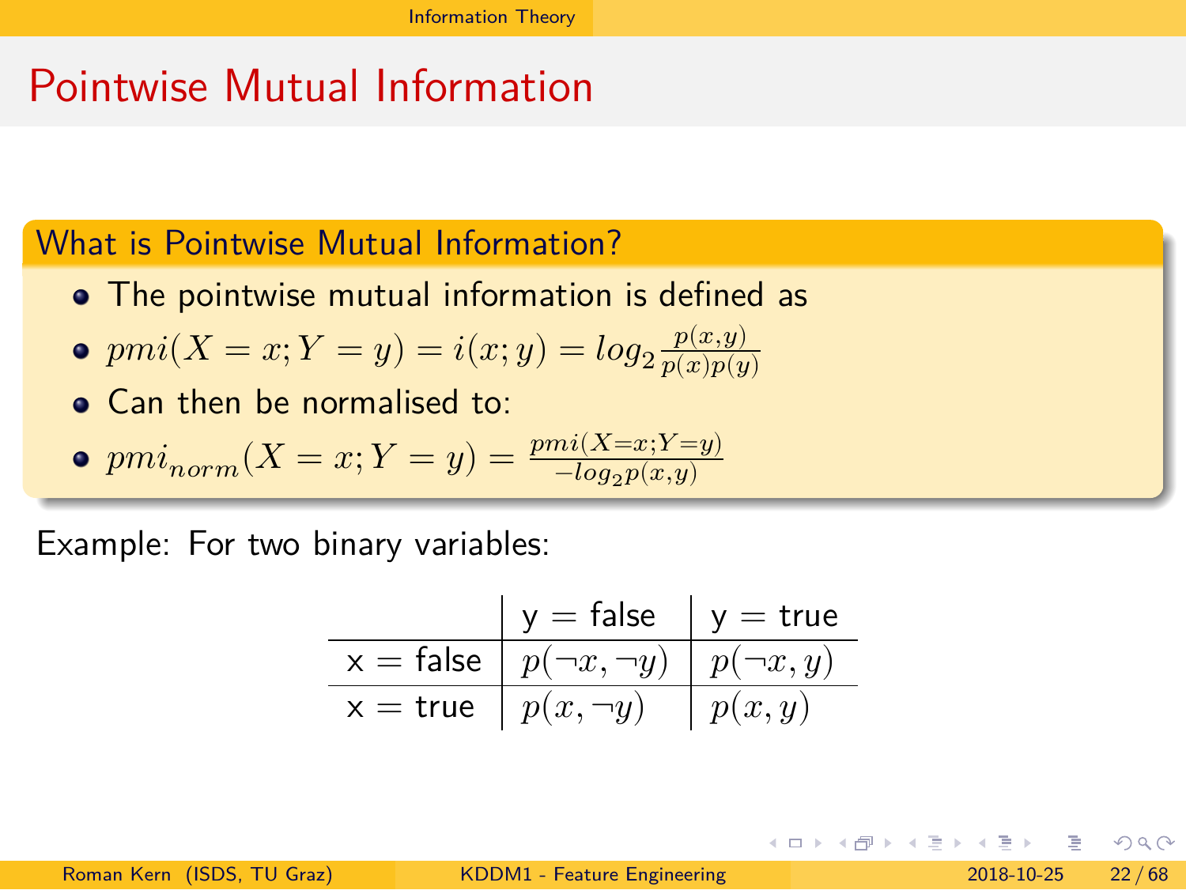# Pointwise Mutual Information

## What is Pointwise Mutual Information?

- The pointwise mutual information is defined as
- $pmi(X = x; Y = y) = i(x; y) = log_2 \frac{p(x,y)}{p(x)p(y)}$
- Can then be normalised to:
- $pmi_{norm}(X = x; Y = y) = \frac{pmi(X=x;Y=y)}{-log_2 p(x,y)}$

Example: For two binary variables:

| | y = false | y = true |
|---|---|---|
| x = false | $p(\neg x, \neg y)$ | $p(\neg x, y)$ |
| x = true | $p(x, \neg y)$ | $p(x, y)$ |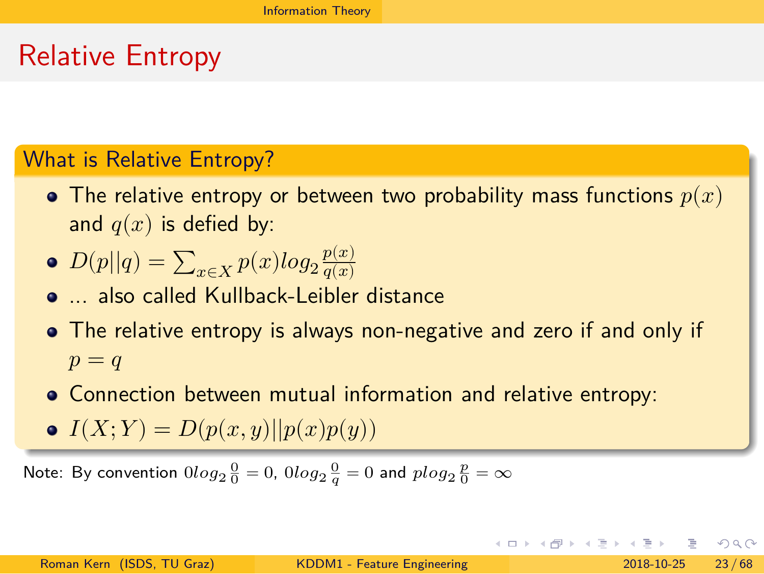# Relative Entropy

## What is Relative Entropy?

- The relative entropy or between two probability mass functions $p(x)$ and $q(x)$ is defied by:
- $D(p||q) = \sum_{x \in X} p(x) log_2 \frac{p(x)}{q(x)}$
- ... also called Kullback-Leibler distance
- The relative entropy is always non-negative and zero if and only if $p = q$
- Connection between mutual information and relative entropy:
- $I(X;Y) = D(p(x,y)||p(x)p(y))$

Note: By convention $0 log_2 \frac{0}{0} = 0$, $0 log_2 \frac{0}{q} = 0$ and $p log_2 \frac{p}{0} = \infty$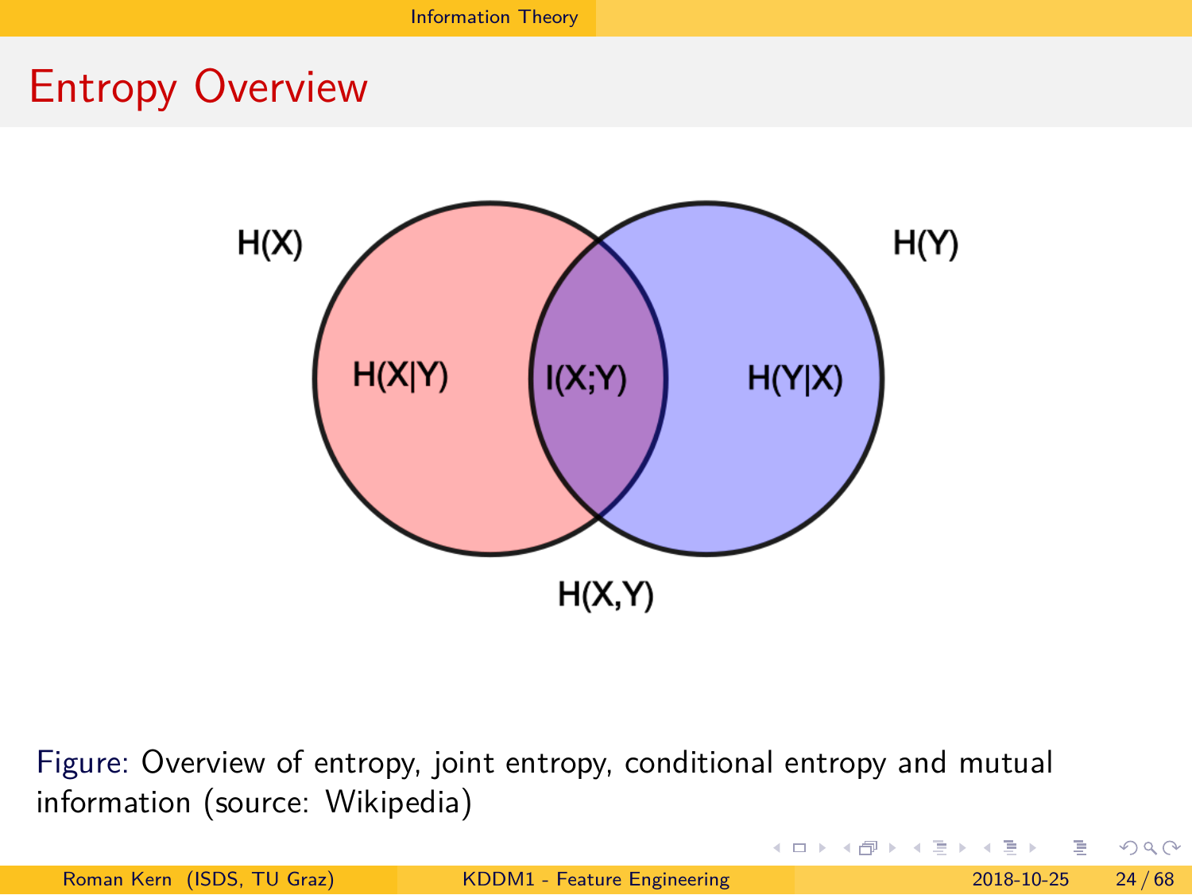## Entropy Overview

H(X)

H(Y)

H(X|Y)

I(X;Y)

H(Y|X)

H(X,Y)

Figure: Overview of entropy, joint entropy, conditional entropy and mutual information (source: Wikipedia)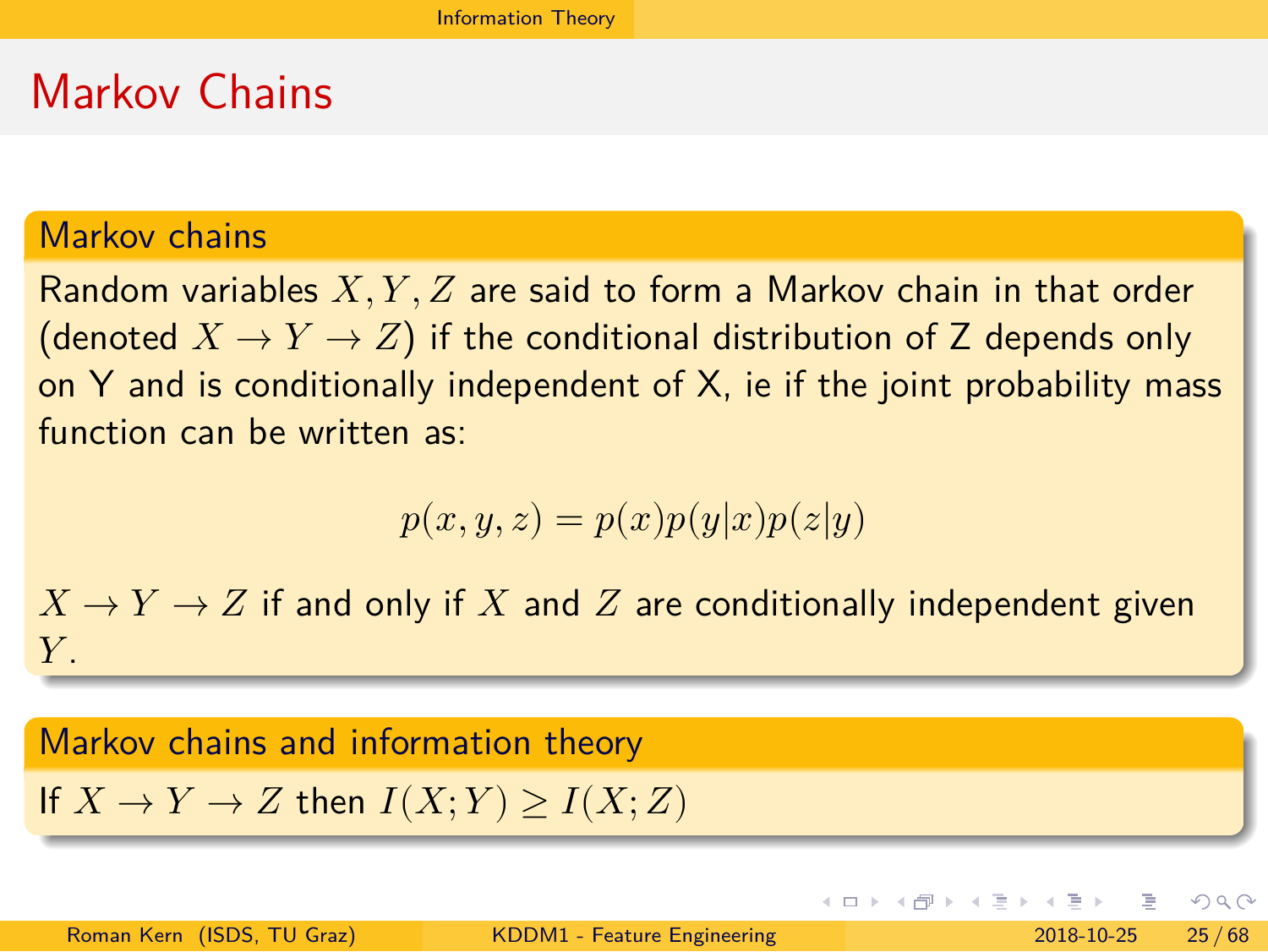# Markov Chains

## Markov chains

Random variables $X, Y, Z$ are said to form a Markov chain in that order (denoted $X \rightarrow Y \rightarrow Z$) if the conditional distribution of Z depends only on Y and is conditionally independent of X, ie if the joint probability mass function can be written as:

$$p(x, y, z) = p(x)p(y|x)p(z|y)$$

$X \rightarrow Y \rightarrow Z$ if and only if $X$ and $Z$ are conditionally independent given $Y$.

## Markov chains and information theory

If $X \rightarrow Y \rightarrow Z$ then $I(X; Y) \geq I(X; Z)$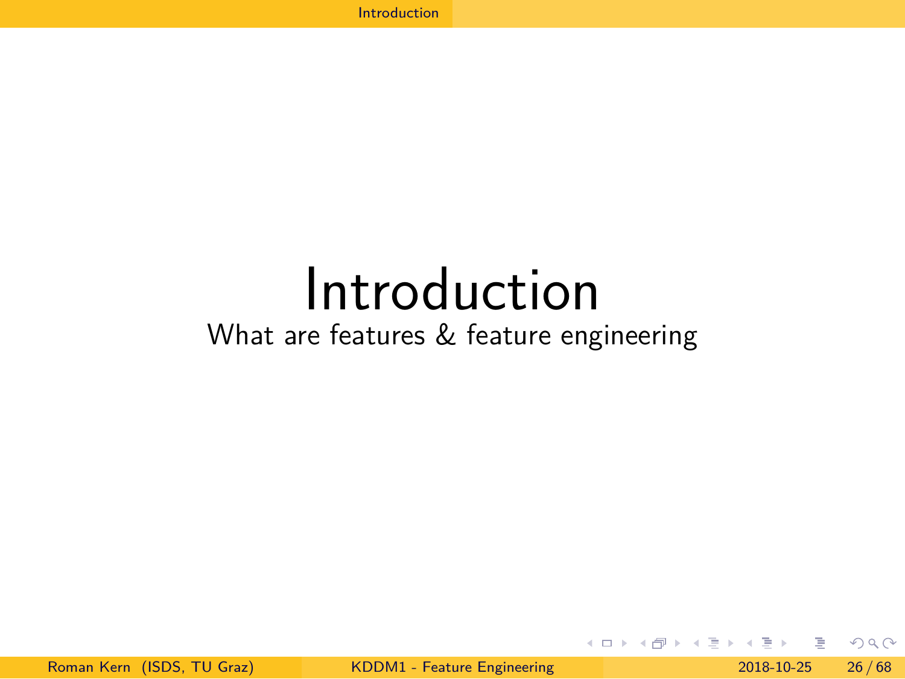# Introduction

What are features & feature engineering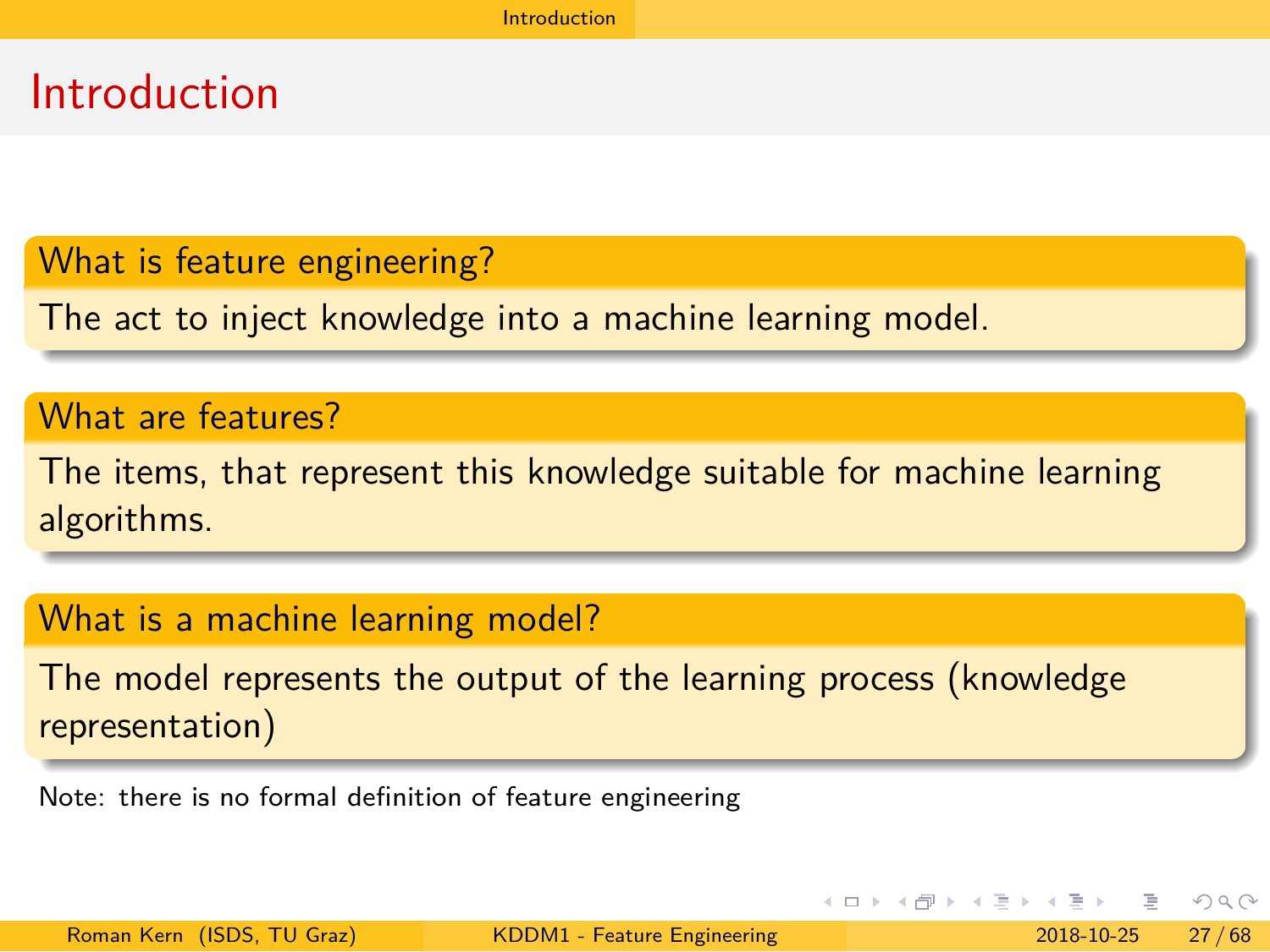# Introduction

### What is feature engineering?

The act to inject knowledge into a machine learning model.

### What are features?

The items, that represent this knowledge suitable for machine learning algorithms.

### What is a machine learning model?

The model represents the output of the learning process (knowledge representation)

Note: there is no formal definition of feature engineering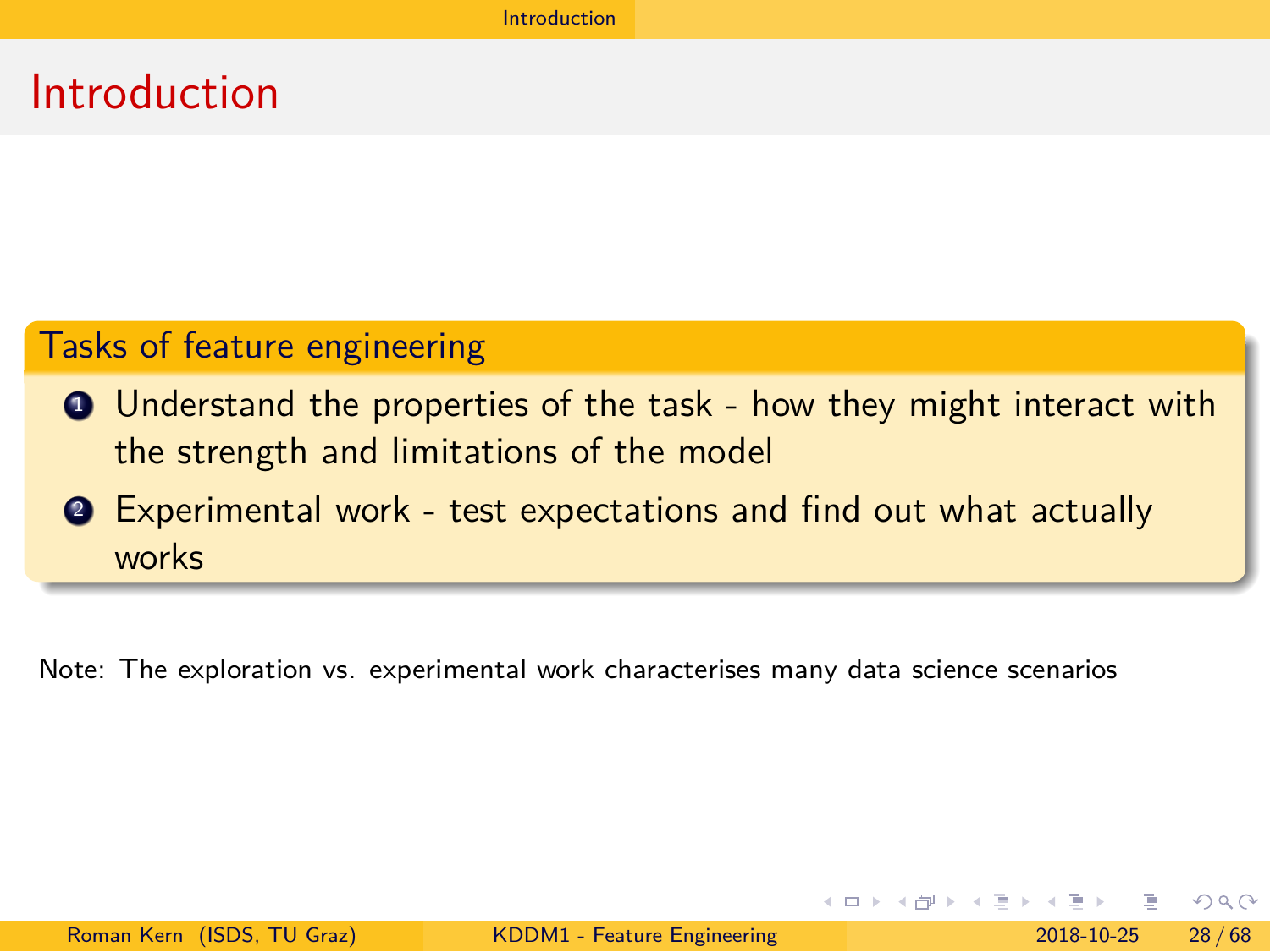# Introduction

**Tasks of feature engineering**

1. Understand the properties of the task - how they might interact with the strength and limitations of the model
2. Experimental work - test expectations and find out what actually works

Note: The exploration vs. experimental work characterises many data science scenarios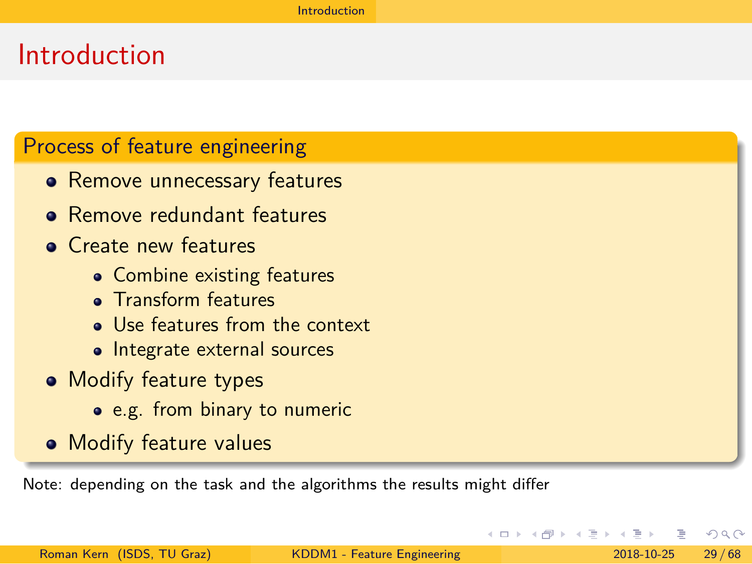# Introduction

## Process of feature engineering

- Remove unnecessary features
- Remove redundant features
- Create new features
  - Combine existing features
  - Transform features
  - Use features from the context
  - Integrate external sources
- Modify feature types
  - e.g. from binary to numeric
- Modify feature values

Note: depending on the task and the algorithms the results might differ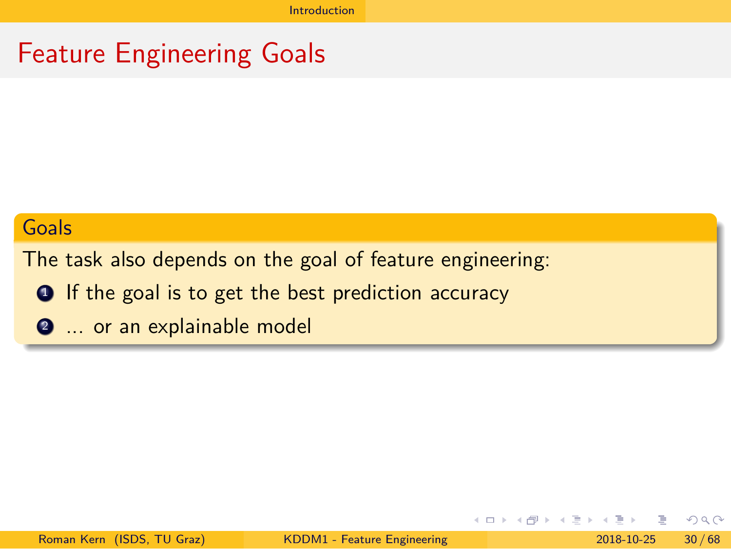# Feature Engineering Goals

### Goals

The task also depends on the goal of feature engineering:

1. If the goal is to get the best prediction accuracy
2. ... or an explainable model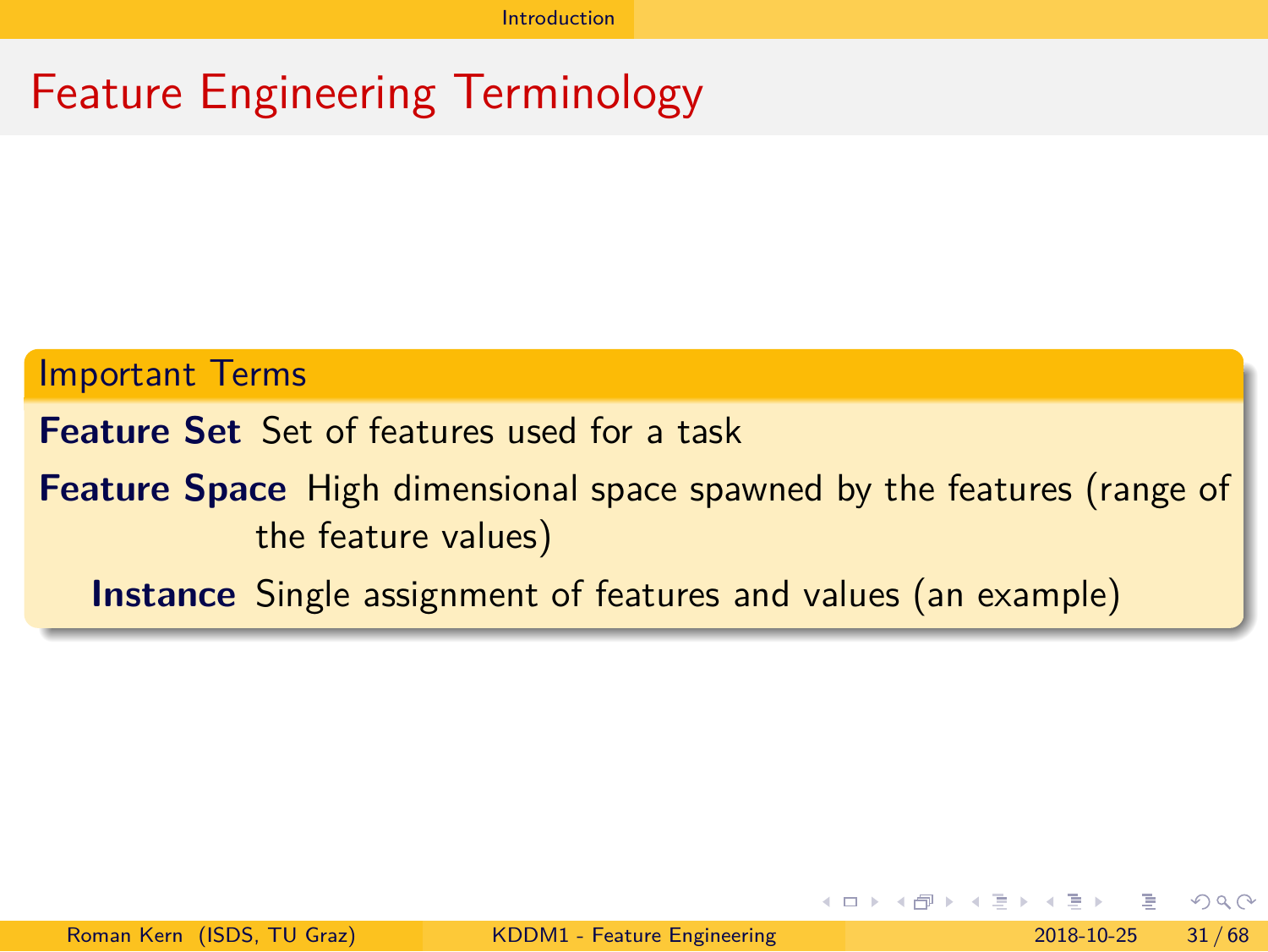# Feature Engineering Terminology

## Important Terms

**Feature Set** Set of features used for a task

**Feature Space** High dimensional space spawned by the features (range of the feature values)

**Instance** Single assignment of features and values (an example)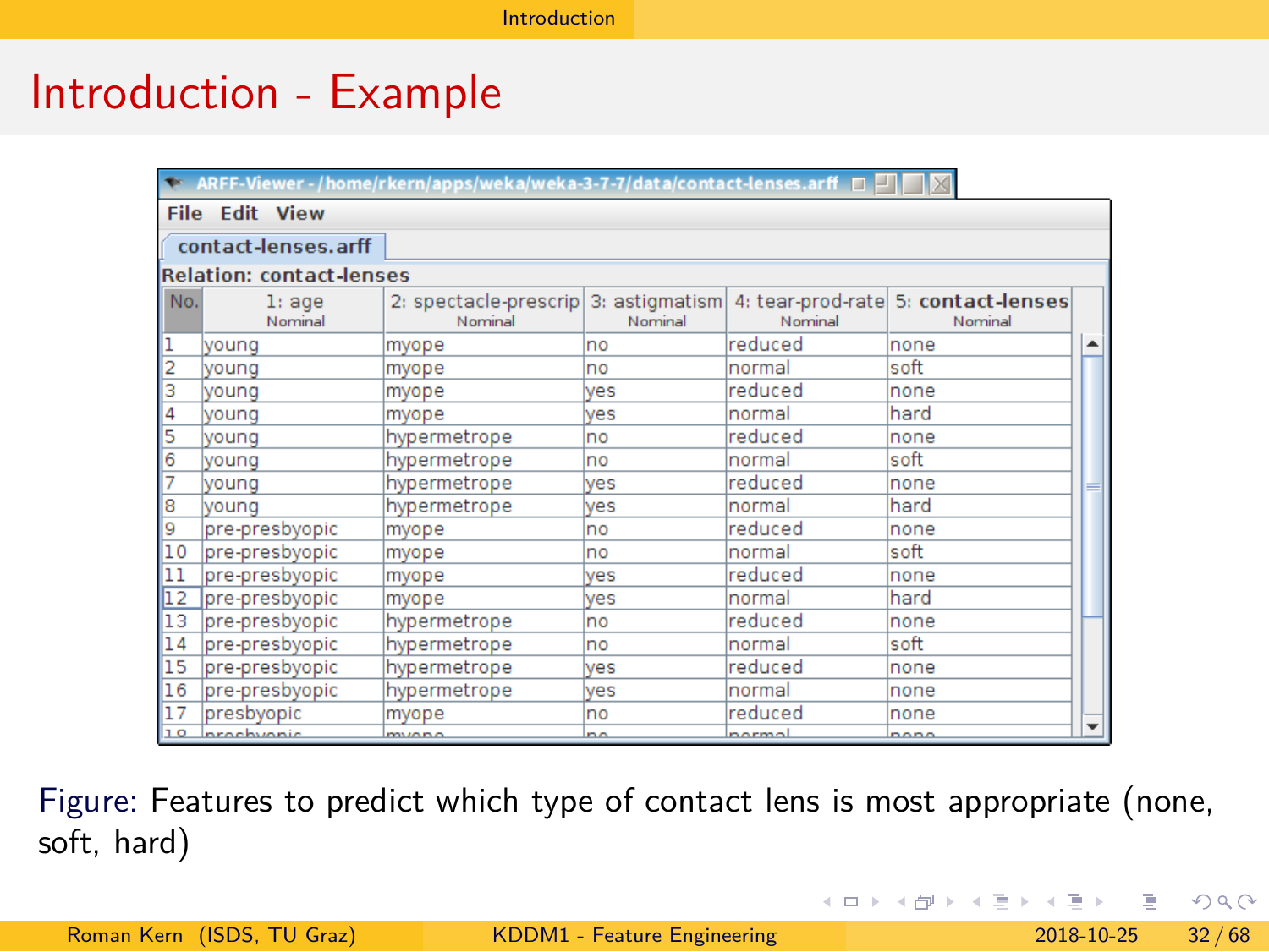# Introduction - Example

ARFF-Viewer - /home/rkern/apps/weka/weka-3-7-7/data/contact-lenses.arff

File Edit View

contact-lenses.arff

Relation: contact-lenses

| No. | 1: age Nominal | 2: spectacle-prescrip Nominal | 3: astigmatism Nominal | 4: tear-prod-rate Nominal | 5: contact-lenses Nominal |
|---|---|---|---|---|---|
| 1 | young | myope | no | reduced | none |
| 2 | young | myope | no | normal | soft |
| 3 | young | myope | yes | reduced | none |
| 4 | young | myope | yes | normal | hard |
| 5 | young | hypermetrope | no | reduced | none |
| 6 | young | hypermetrope | no | normal | soft |
| 7 | young | hypermetrope | yes | reduced | none |
| 8 | young | hypermetrope | yes | normal | hard |
| 9 | pre-presbyopic | myope | no | reduced | none |
| 10 | pre-presbyopic | myope | no | normal | soft |
| 11 | pre-presbyopic | myope | yes | reduced | none |
| 12 | pre-presbyopic | myope | yes | normal | hard |
| 13 | pre-presbyopic | hypermetrope | no | reduced | none |
| 14 | pre-presbyopic | hypermetrope | no | normal | soft |
| 15 | pre-presbyopic | hypermetrope | yes | reduced | none |
| 16 | pre-presbyopic | hypermetrope | yes | normal | none |
| 17 | presbyopic | myope | no | reduced | none |
| 18 | presbyopic | myope | no | normal | none |

Figure: Features to predict which type of contact lens is most appropriate (none, soft, hard)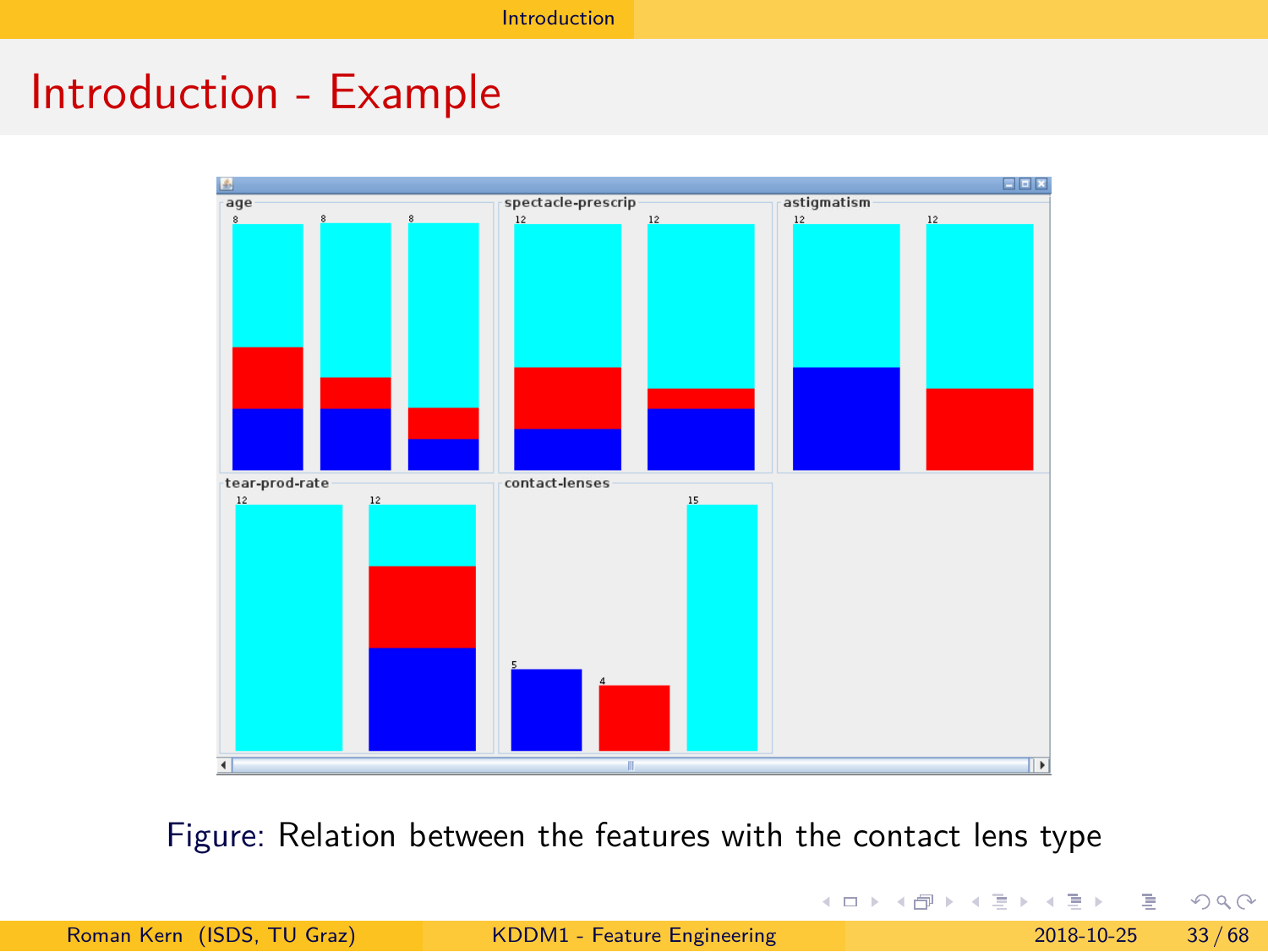## Introduction - Example

Figure: Relation between the features with the contact lens type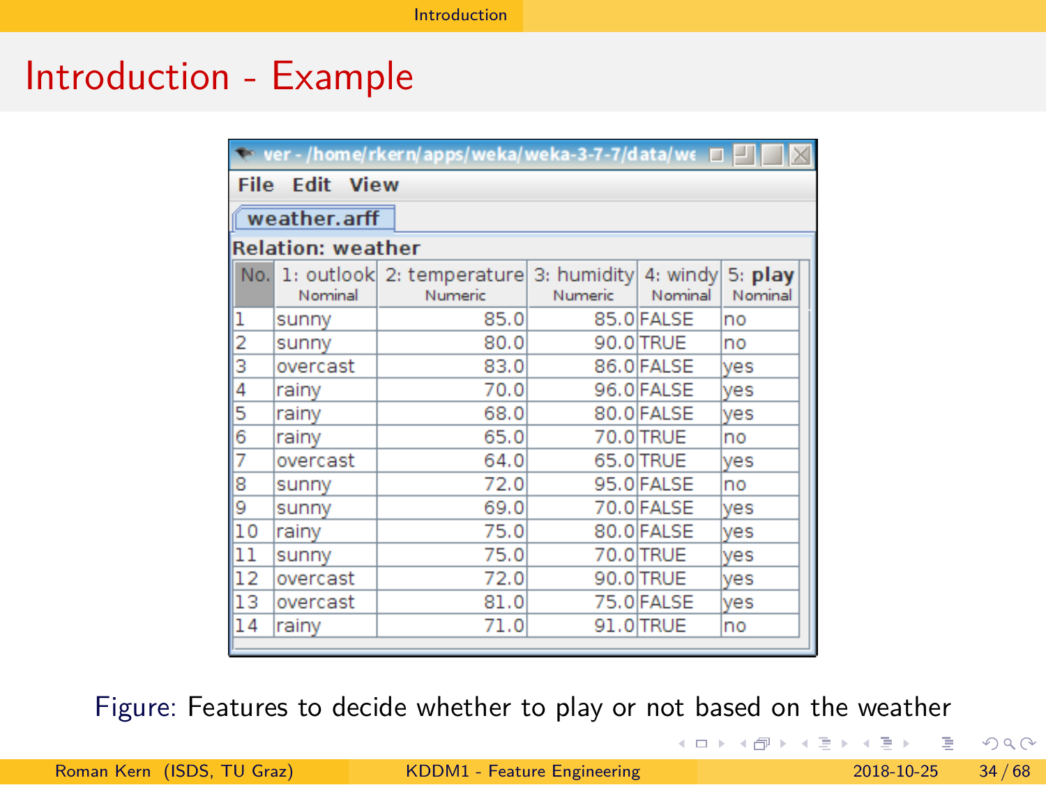# Introduction - Example

ver - /home/rkern/apps/weka/weka-3-7-7/data/we

File Edit View

weather.arff

Relation: weather

| No. | 1: outlook Nominal | 2: temperature Numeric | 3: humidity Numeric | 4: windy Nominal | 5: play Nominal |
|---|---|---|---|---|---|
| 1 | sunny | 85.0 | 85.0 | FALSE | no |
| 2 | sunny | 80.0 | 90.0 | TRUE | no |
| 3 | overcast | 83.0 | 86.0 | FALSE | yes |
| 4 | rainy | 70.0 | 96.0 | FALSE | yes |
| 5 | rainy | 68.0 | 80.0 | FALSE | yes |
| 6 | rainy | 65.0 | 70.0 | TRUE | no |
| 7 | overcast | 64.0 | 65.0 | TRUE | yes |
| 8 | sunny | 72.0 | 95.0 | FALSE | no |
| 9 | sunny | 69.0 | 70.0 | FALSE | yes |
| 10 | rainy | 75.0 | 80.0 | FALSE | yes |
| 11 | sunny | 75.0 | 70.0 | TRUE | yes |
| 12 | overcast | 72.0 | 90.0 | TRUE | yes |
| 13 | overcast | 81.0 | 75.0 | FALSE | yes |
| 14 | rainy | 71.0 | 91.0 | TRUE | no |

Figure: Features to decide whether to play or not based on the weather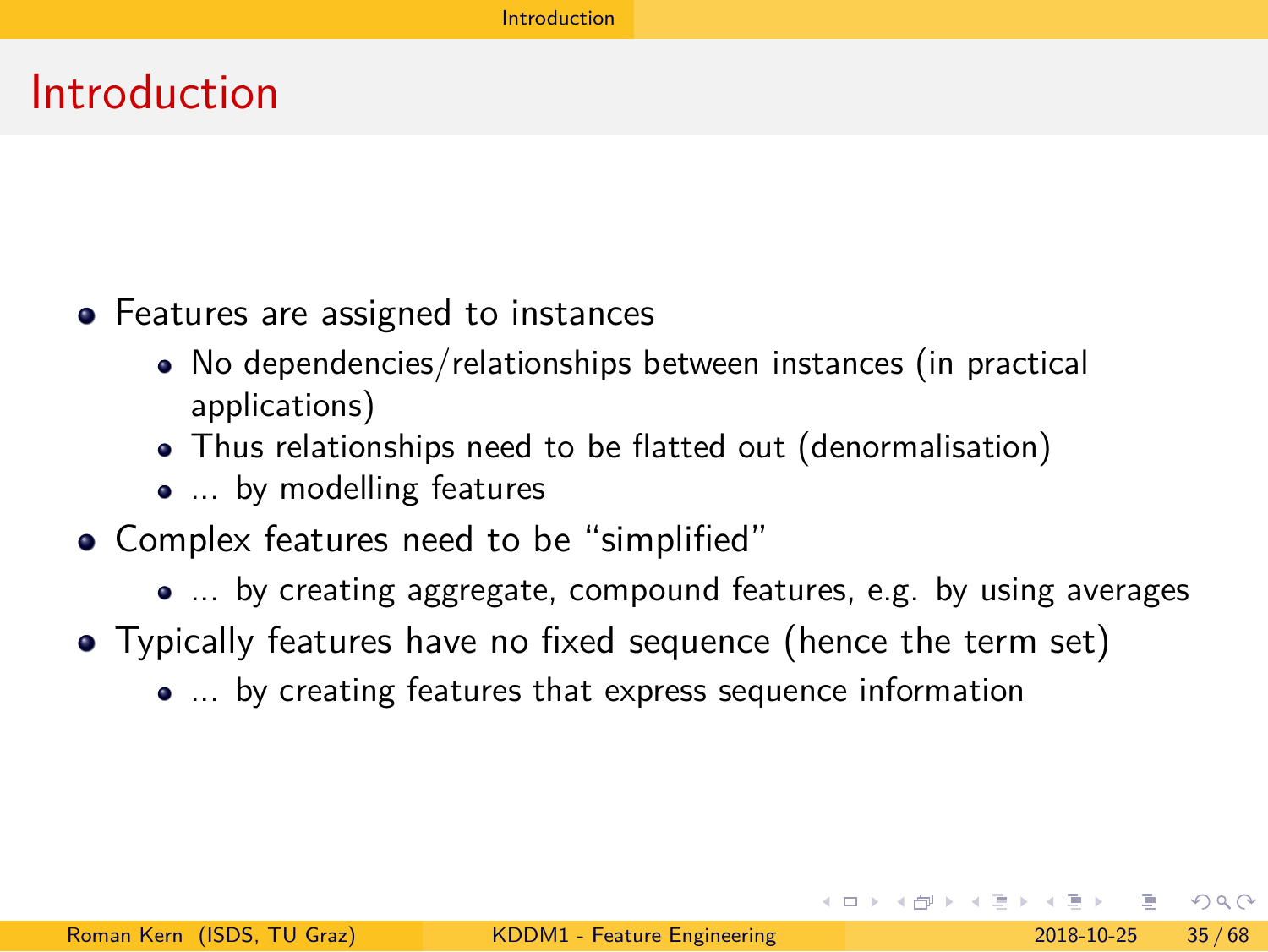# Introduction

- Features are assigned to instances
  - No dependencies/relationships between instances (in practical applications)
  - Thus relationships need to be flatted out (denormalisation)
  - ... by modelling features
- Complex features need to be "simplified"
  - ... by creating aggregate, compound features, e.g. by using averages
- Typically features have no fixed sequence (hence the term set)
  - ... by creating features that express sequence information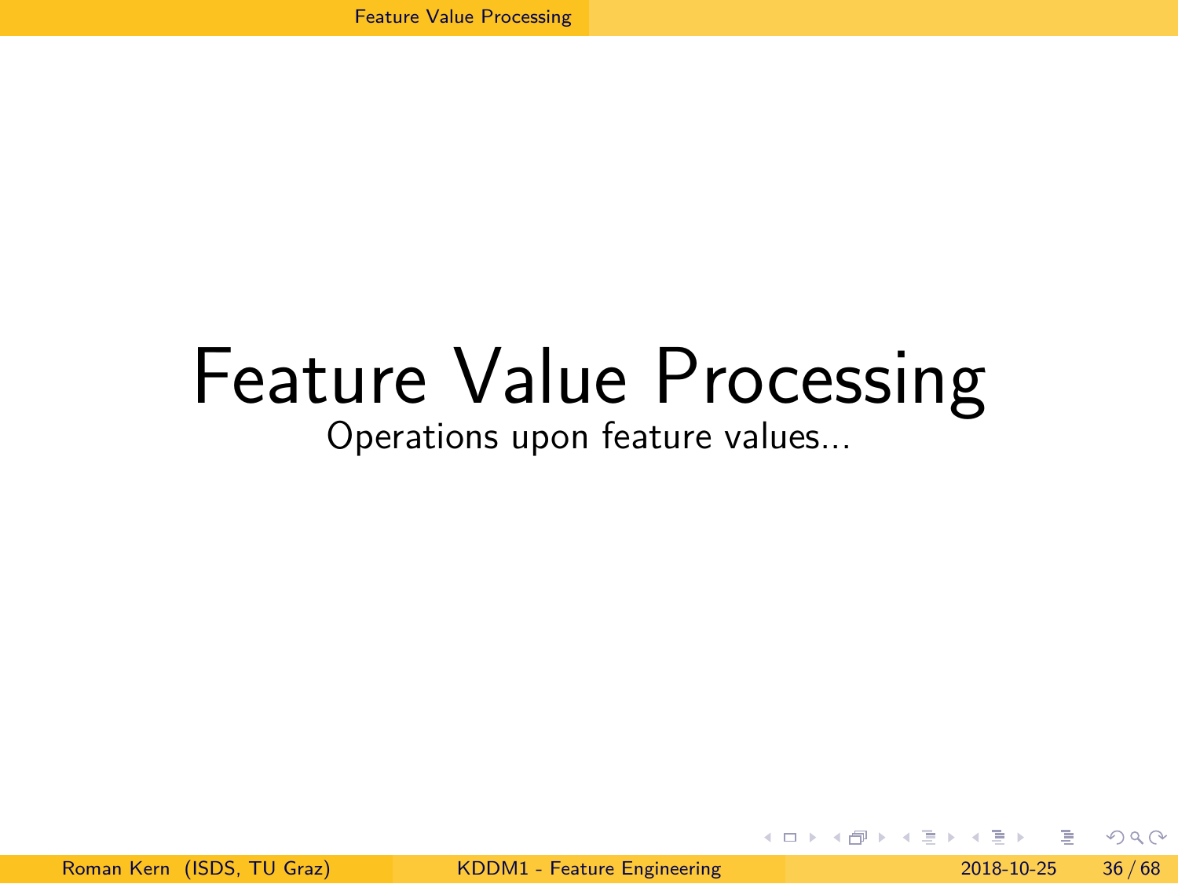# Feature Value Processing

Operations upon feature values...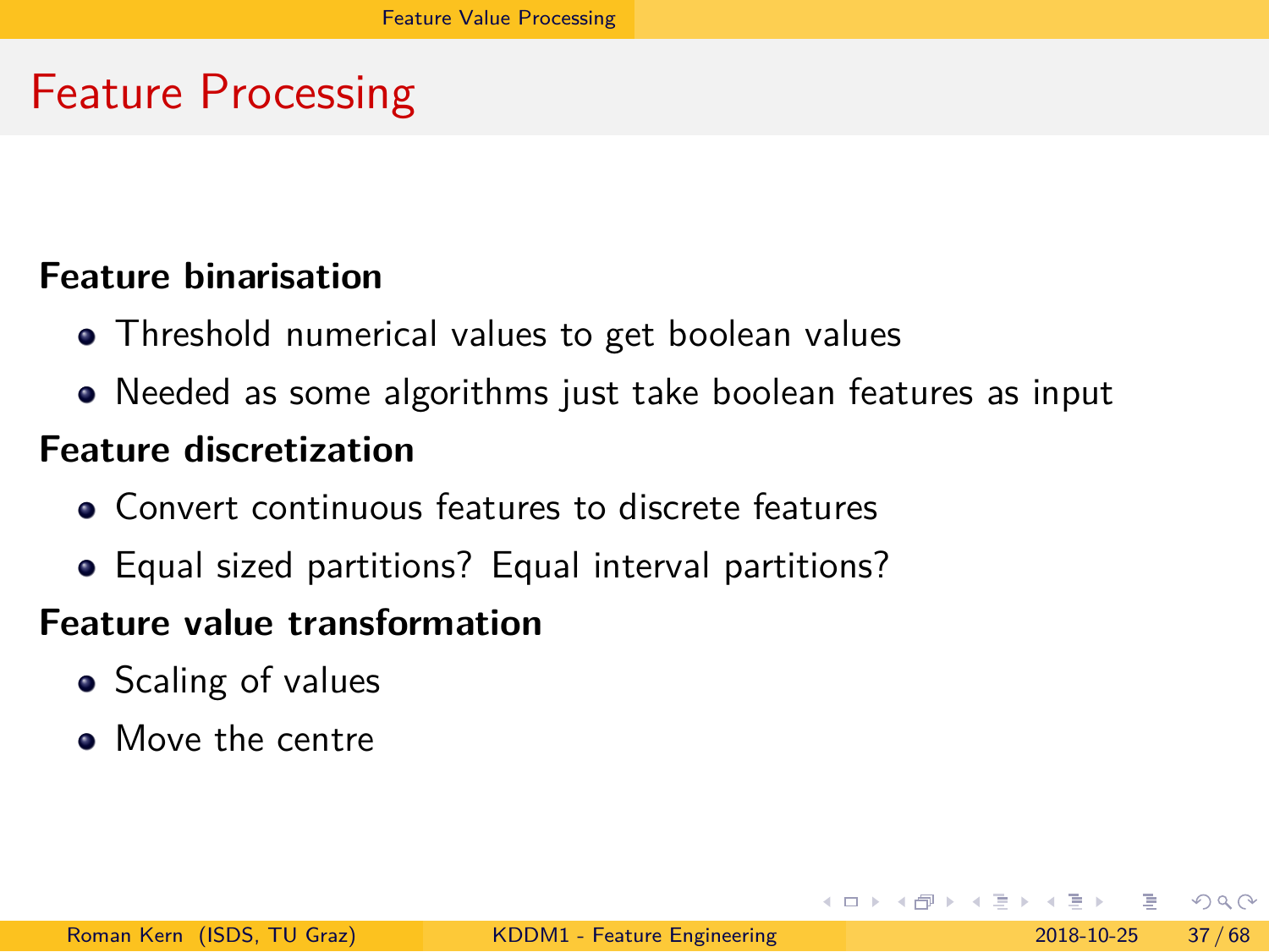# Feature Processing

**Feature binarisation**

- Threshold numerical values to get boolean values
- Needed as some algorithms just take boolean features as input

**Feature discretization**

- Convert continuous features to discrete features
- Equal sized partitions? Equal interval partitions?

**Feature value transformation**

- Scaling of values
- Move the centre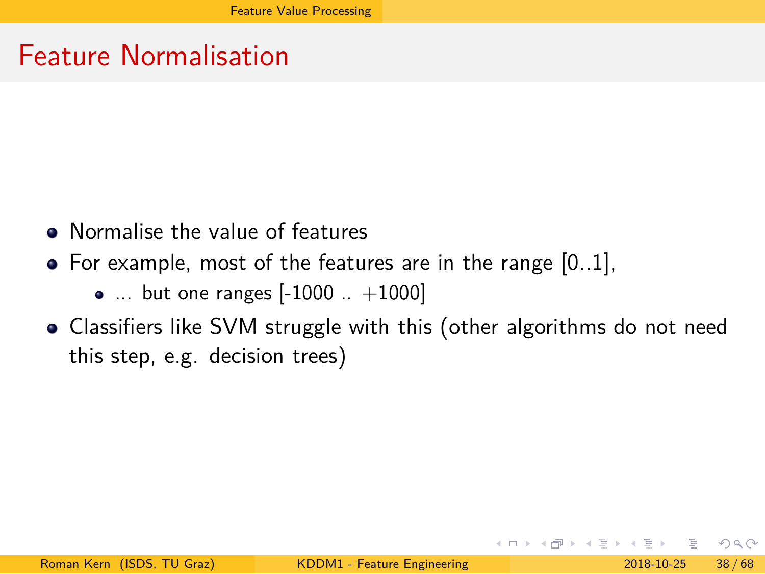# Feature Normalisation

- Normalise the value of features
- For example, most of the features are in the range [0..1],
  - ... but one ranges [-1000 .. +1000]
- Classifiers like SVM struggle with this (other algorithms do not need this step, e.g. decision trees)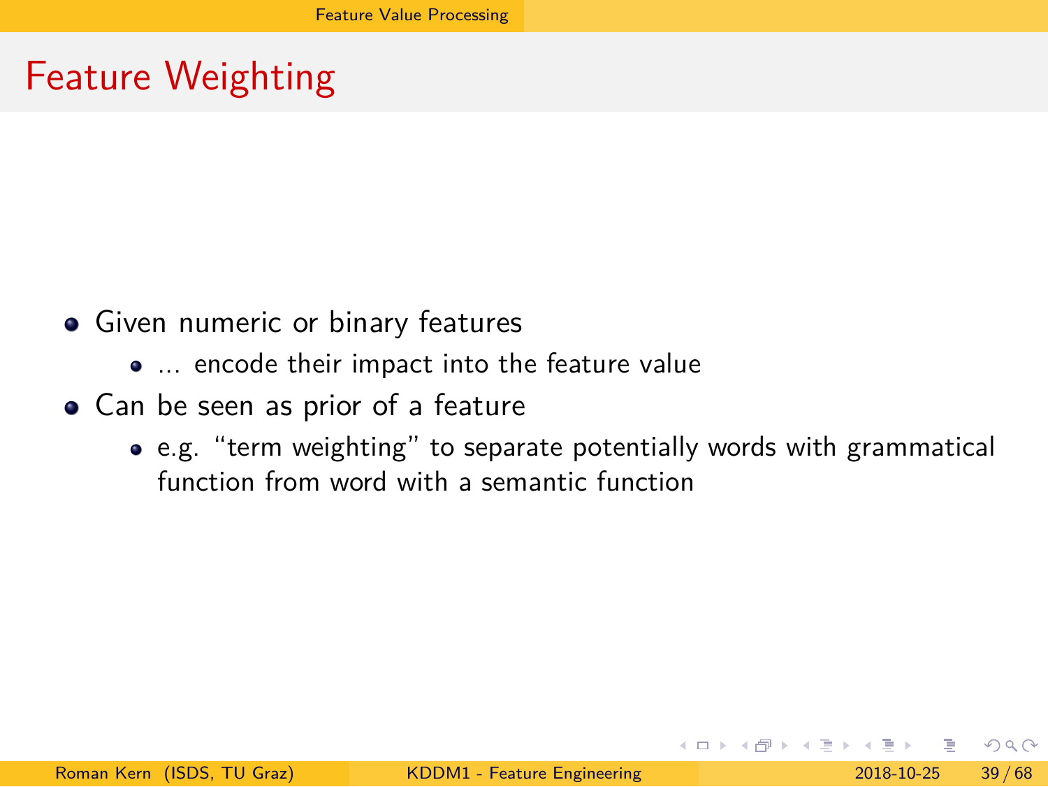# Feature Weighting

- Given numeric or binary features
  - ... encode their impact into the feature value
- Can be seen as prior of a feature
  - e.g. "term weighting" to separate potentially words with grammatical function from word with a semantic function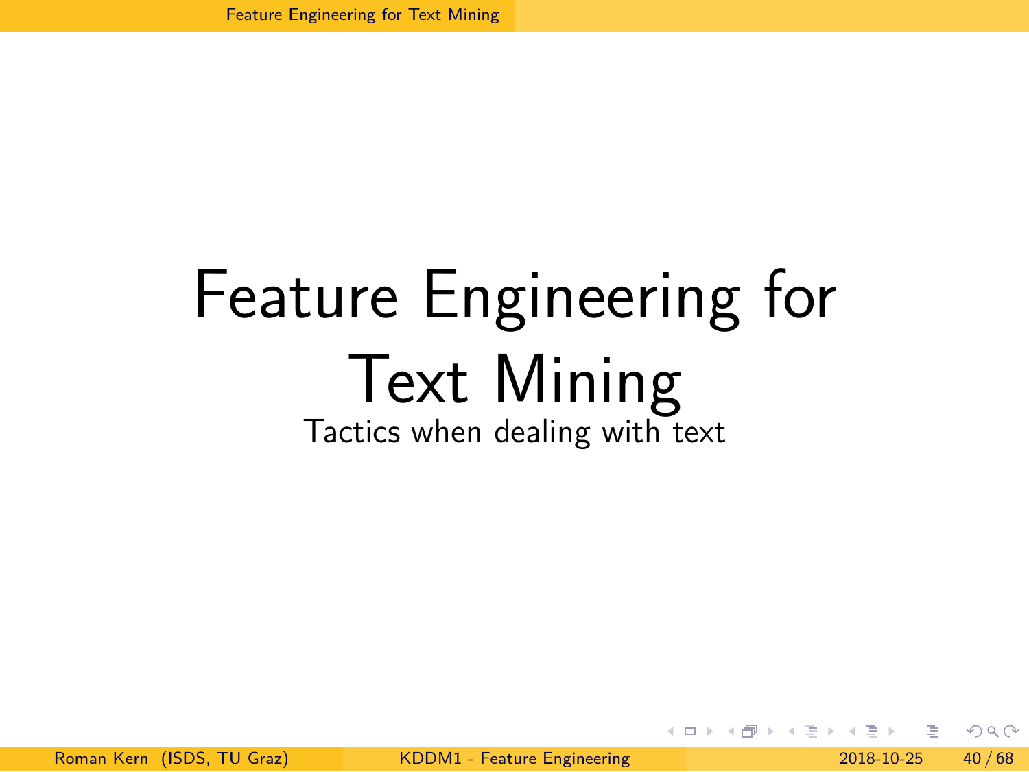# Feature Engineering for Text Mining

Tactics when dealing with text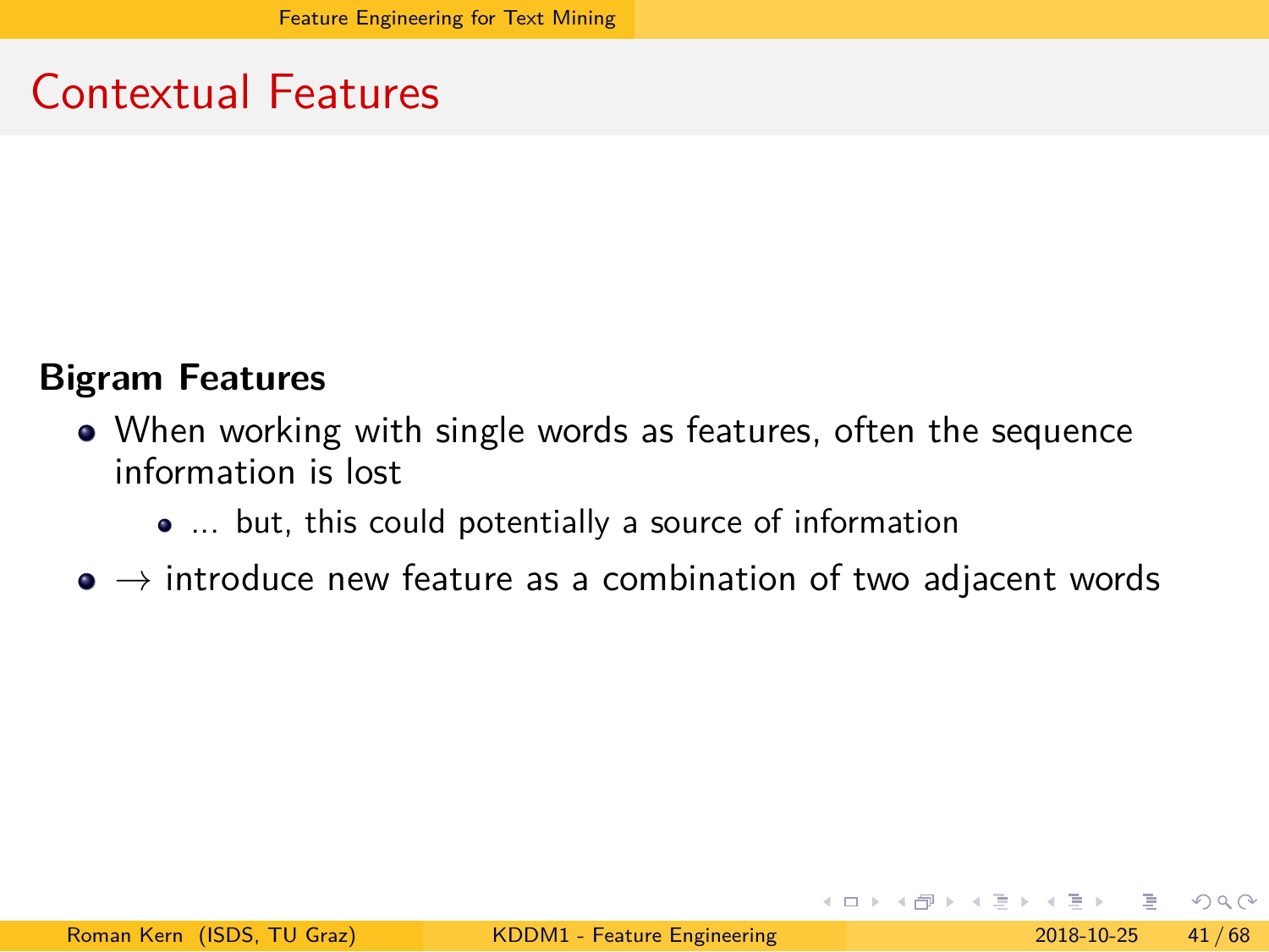# Contextual Features

**Bigram Features**

- When working with single words as features, often the sequence information is lost
  - ... but, this could potentially a source of information
- $\rightarrow$ introduce new feature as a combination of two adjacent words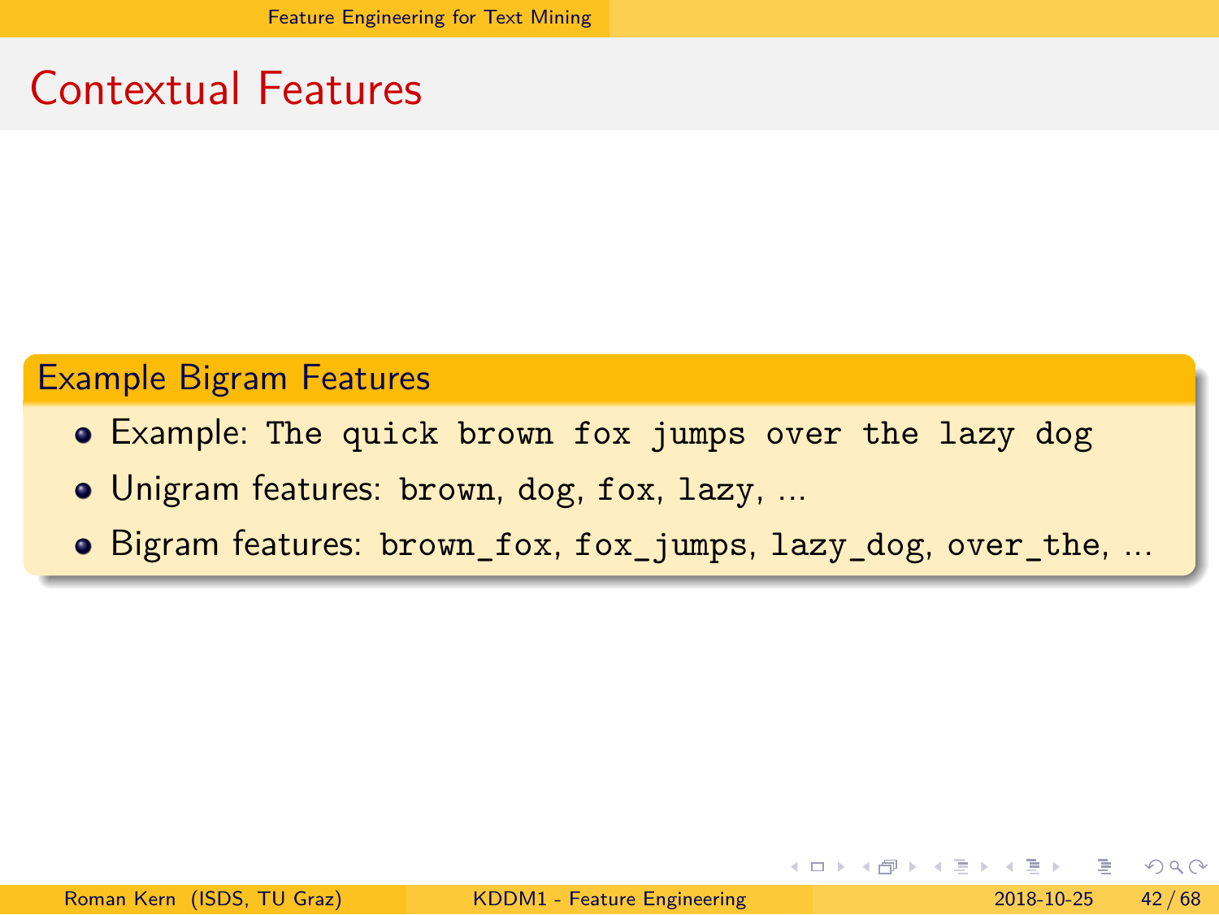# Contextual Features

## Example Bigram Features

- Example: `The quick brown fox jumps over the lazy dog`
- Unigram features: `brown`, `dog`, `fox`, `lazy`, ...
- Bigram features: `brown_fox`, `fox_jumps`, `lazy_dog`, `over_the`, ...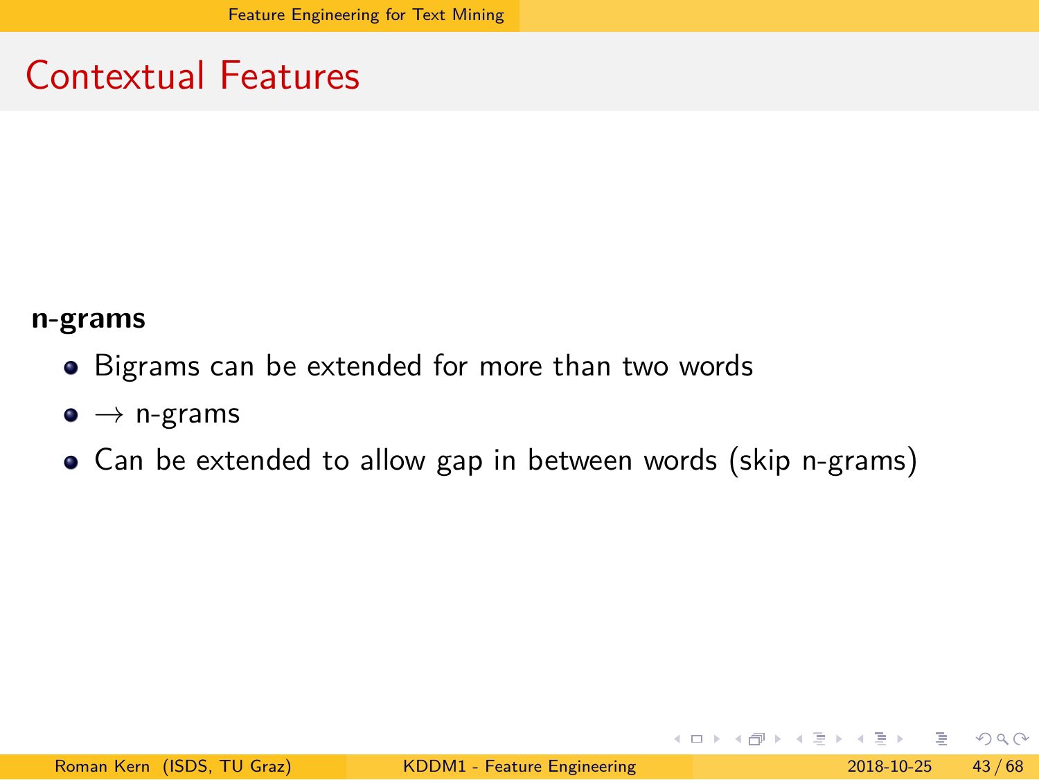# Contextual Features

**n-grams**

- Bigrams can be extended for more than two words
- $\rightarrow$ n-grams
- Can be extended to allow gap in between words (skip n-grams)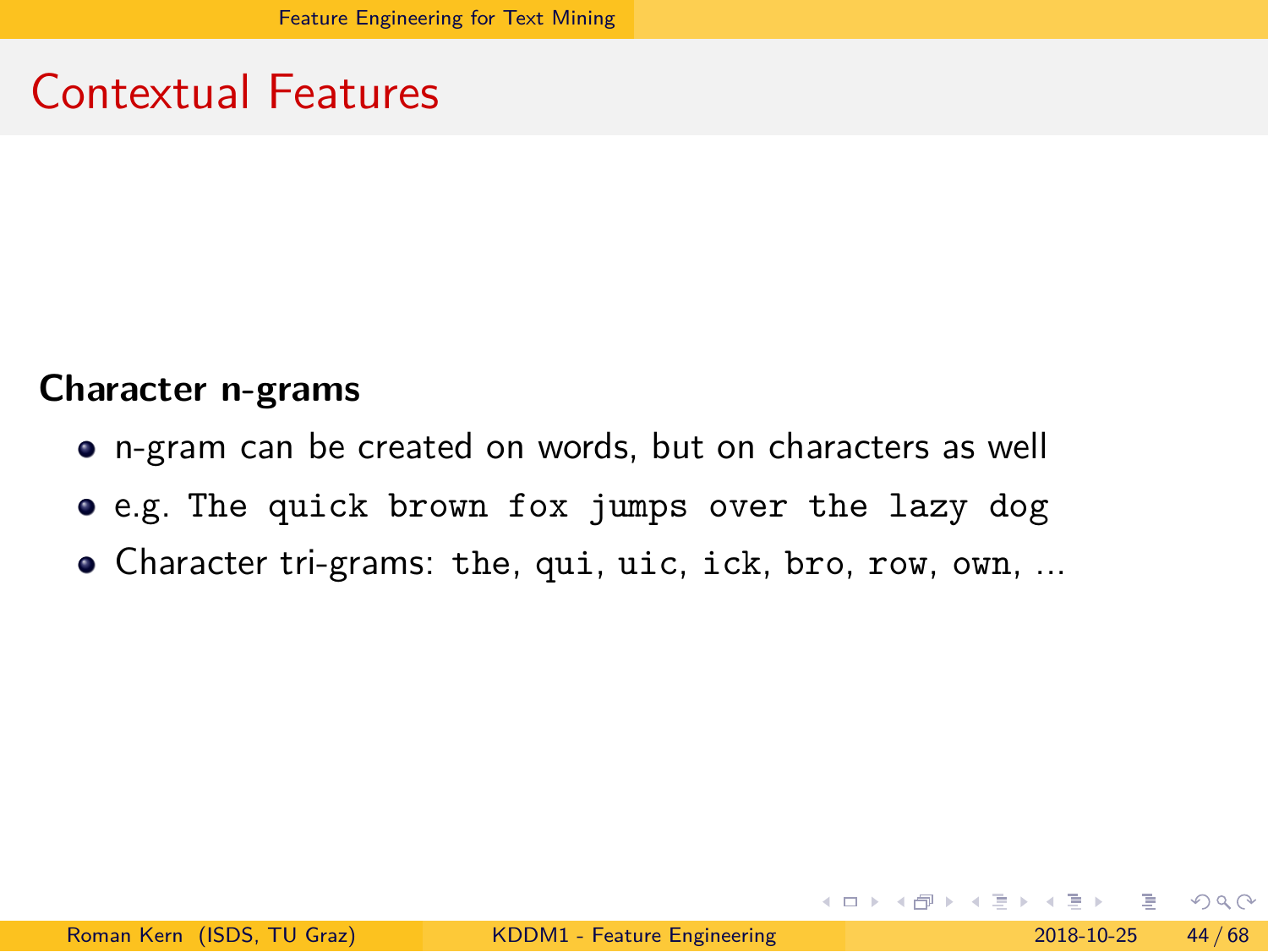# Contextual Features

**Character n-grams**

- n-gram can be created on words, but on characters as well
- e.g. `The quick brown fox jumps over the lazy dog`
- Character tri-grams: `the`, `qui`, `uic`, `ick`, `bro`, `row`, `own`, ...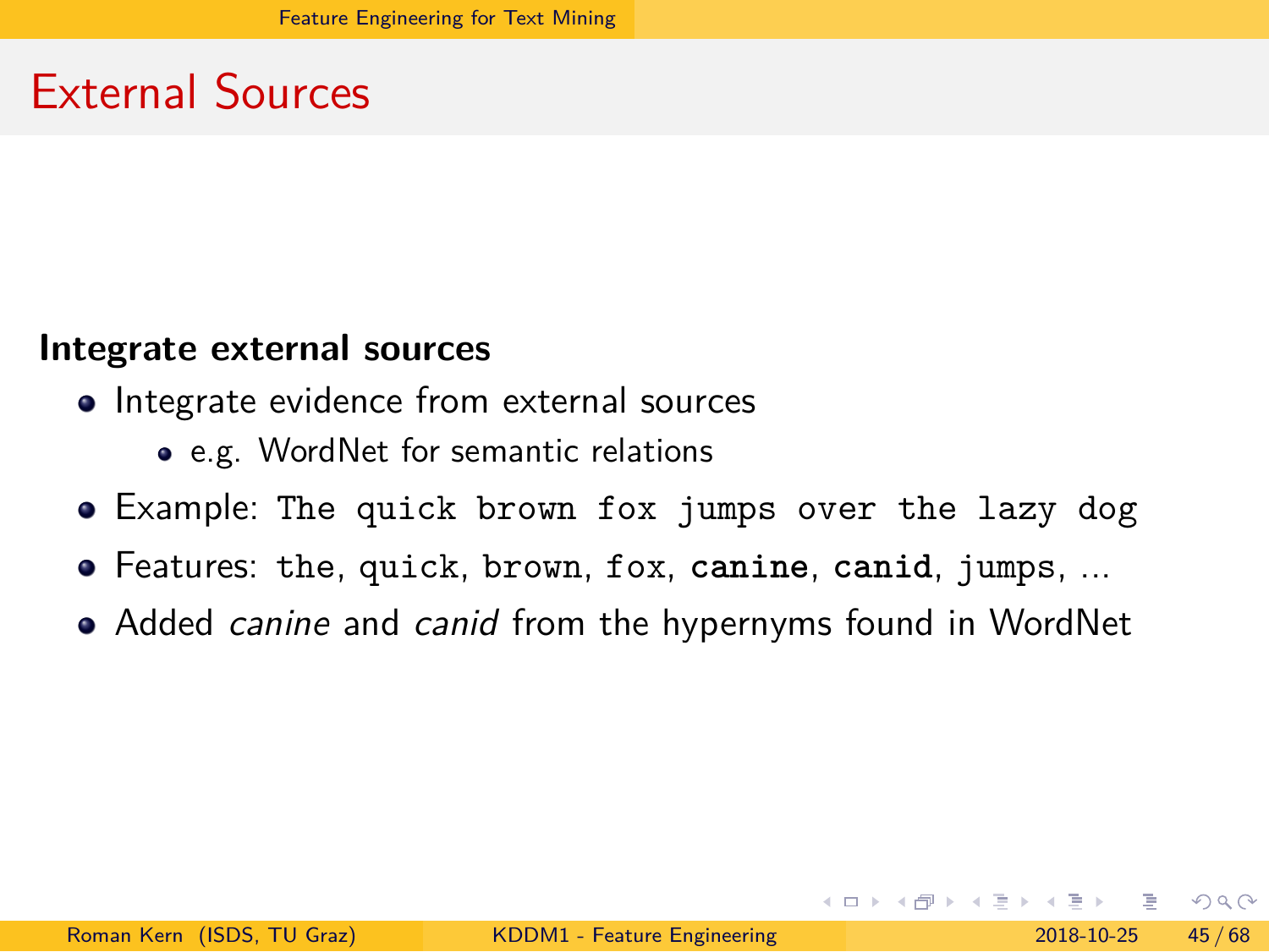# External Sources

**Integrate external sources**

- Integrate evidence from external sources
  - e.g. WordNet for semantic relations
- Example: `The quick brown fox jumps over the lazy dog`
- Features: `the`, `quick`, `brown`, `fox`, **`canine`**, **`canid`**, `jumps`, ...
- Added *canine* and *canid* from the hypernyms found in WordNet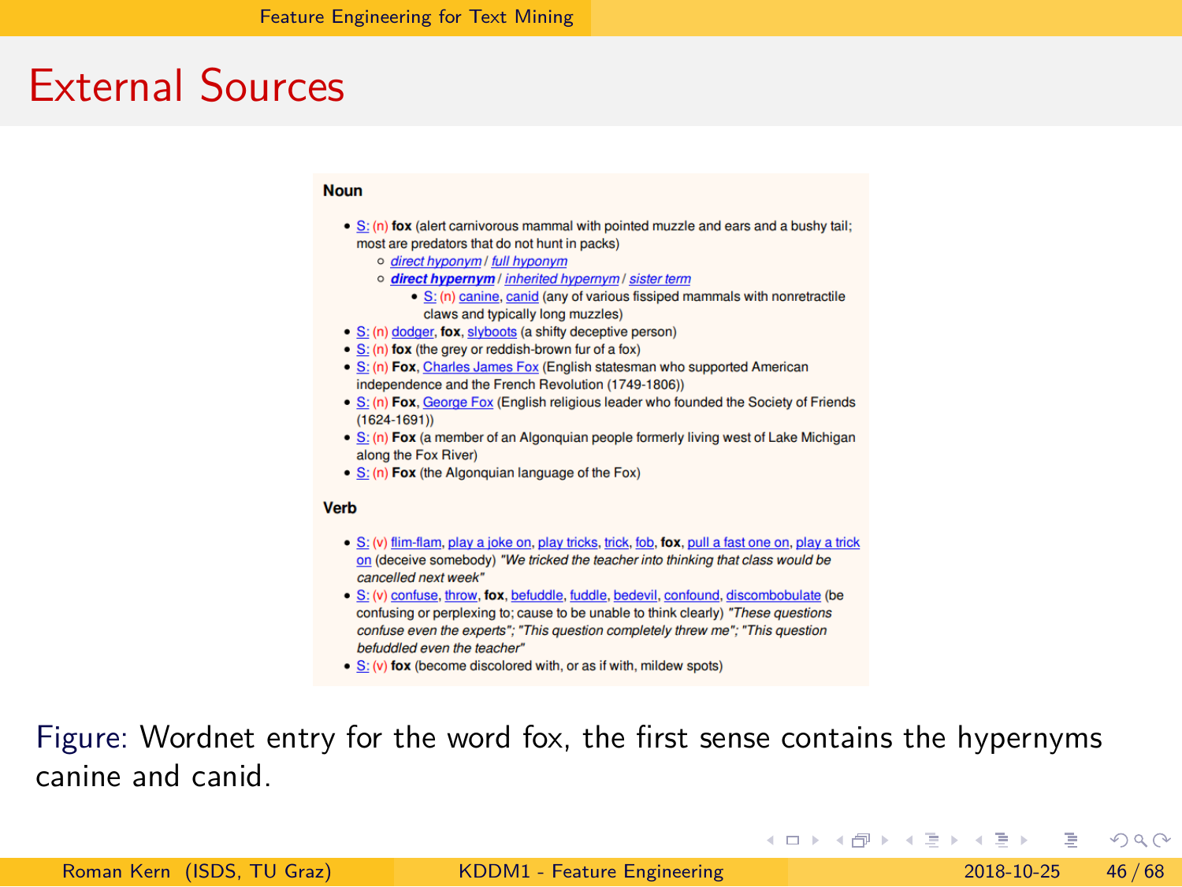# External Sources

**Noun**

- S: (n) **fox** (alert carnivorous mammal with pointed muzzle and ears and a bushy tail; most are predators that do not hunt in packs)
  - *direct hyponym* / *full hyponym*
  - ***direct hypernym*** / *inherited hypernym* / *sister term*
    - S: (n) canine, canid (any of various fissiped mammals with nonretractile claws and typically long muzzles)
- S: (n) dodger, **fox**, slyboots (a shifty deceptive person)
- S: (n) **fox** (the grey or reddish-brown fur of a fox)
- S: (n) **Fox**, Charles James Fox (English statesman who supported American independence and the French Revolution (1749-1806))
- S: (n) **Fox**, George Fox (English religious leader who founded the Society of Friends (1624-1691))
- S: (n) **Fox** (a member of an Algonquian people formerly living west of Lake Michigan along the Fox River)
- S: (n) **Fox** (the Algonquian language of the Fox)

**Verb**

- S: (v) flim-flam, play a joke on, play tricks, trick, fob, **fox**, pull a fast one on, play a trick on (deceive somebody) *"We tricked the teacher into thinking that class would be cancelled next week"*
- S: (v) confuse, throw, **fox**, befuddle, fuddle, bedevil, confound, discombobulate (be confusing or perplexing to; cause to be unable to think clearly) *"These questions confuse even the experts"; "This question completely threw me"; "This question befuddled even the teacher"*
- S: (v) **fox** (become discolored with, or as if with, mildew spots)

Figure: Wordnet entry for the word fox, the first sense contains the hypernyms canine and canid.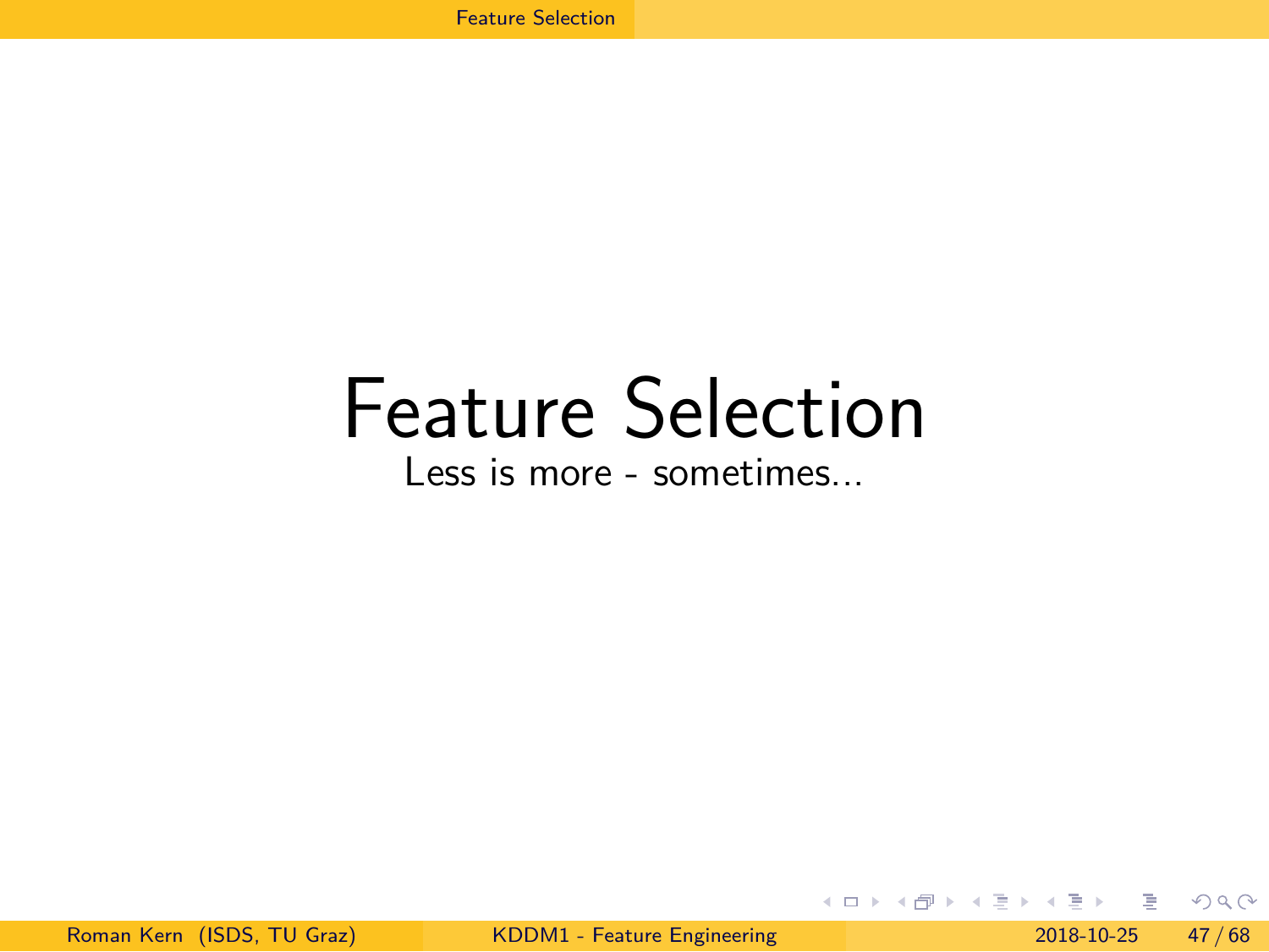# Feature Selection

Less is more - sometimes...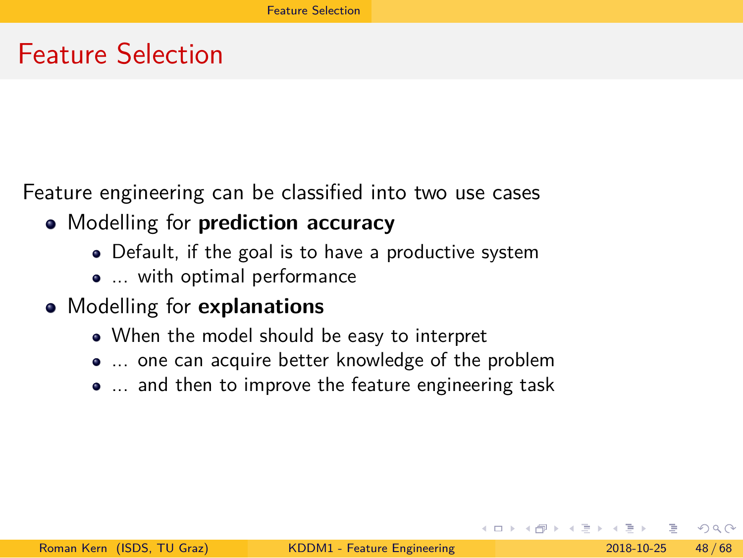# Feature Selection

Feature engineering can be classified into two use cases

- Modelling for **prediction accuracy**
  - Default, if the goal is to have a productive system
  - ... with optimal performance
- Modelling for **explanations**
  - When the model should be easy to interpret
  - ... one can acquire better knowledge of the problem
  - ... and then to improve the feature engineering task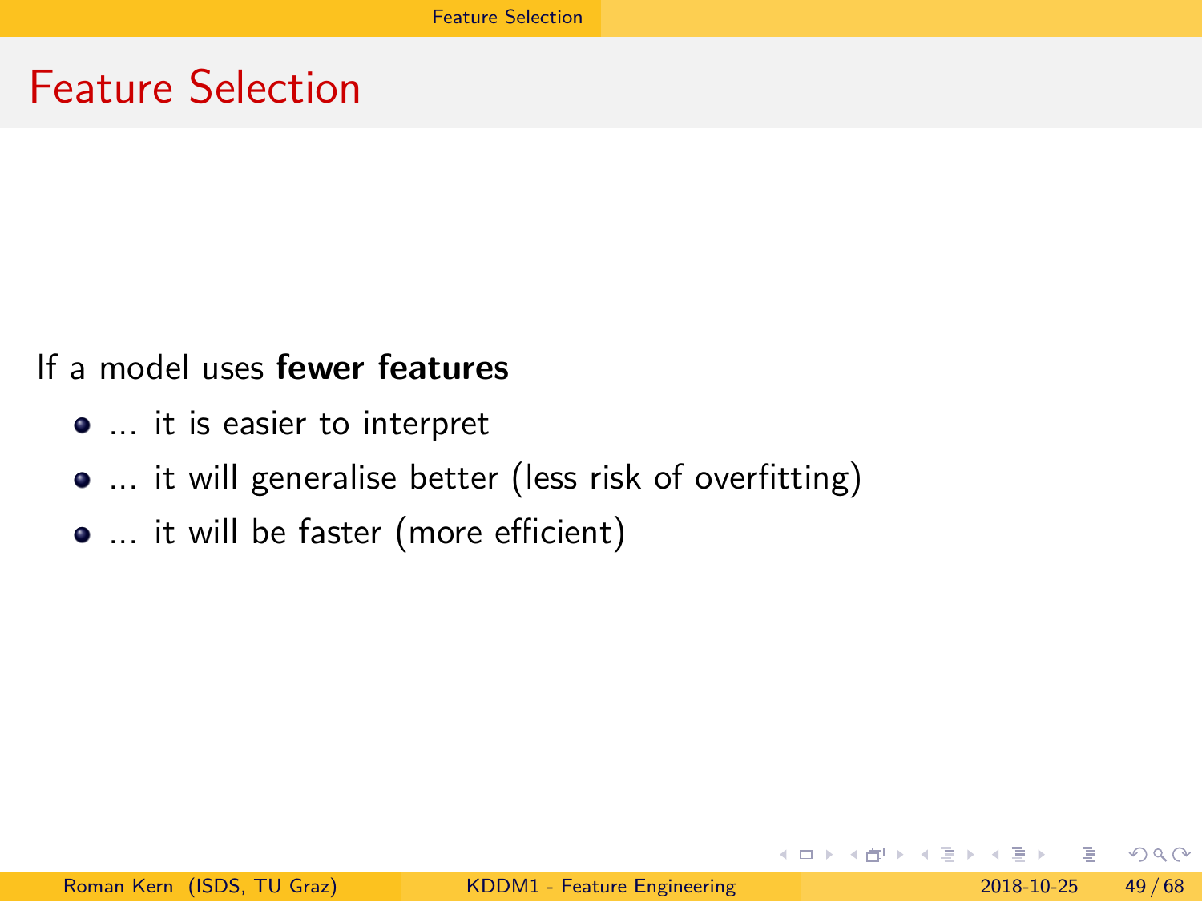# Feature Selection

If a model uses **fewer features**

- … it is easier to interpret
- … it will generalise better (less risk of overfitting)
- … it will be faster (more efficient)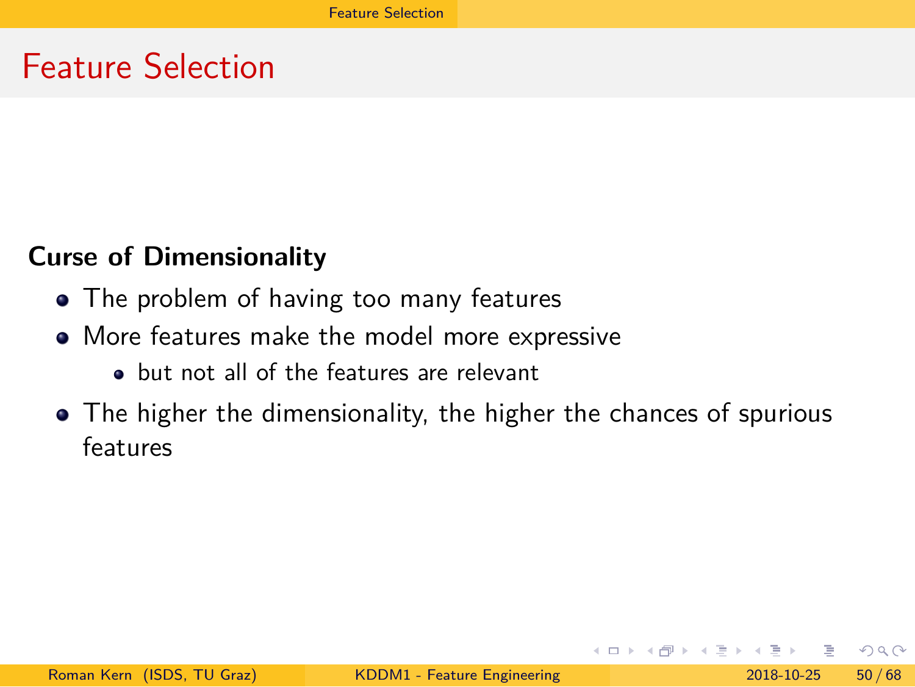# Feature Selection

**Curse of Dimensionality**

- The problem of having too many features
- More features make the model more expressive
  - but not all of the features are relevant
- The higher the dimensionality, the higher the chances of spurious features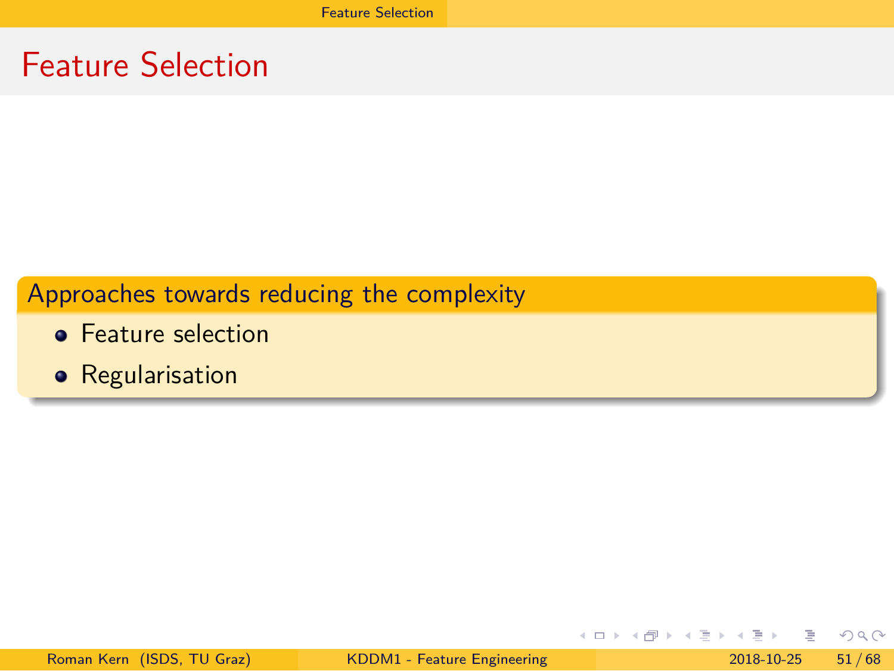# Feature Selection

**Approaches towards reducing the complexity**

- Feature selection
- Regularisation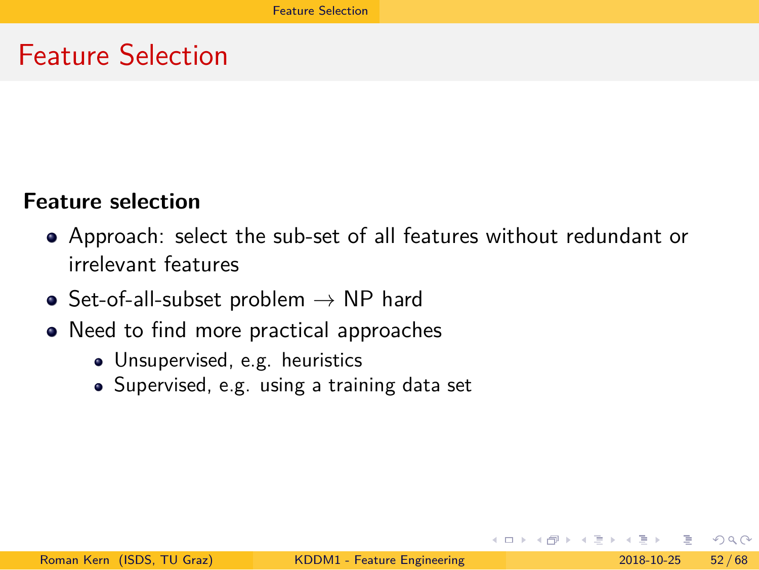# Feature Selection

**Feature selection**

- Approach: select the sub-set of all features without redundant or irrelevant features
- Set-of-all-subset problem $\rightarrow$ NP hard
- Need to find more practical approaches
  - Unsupervised, e.g. heuristics
  - Supervised, e.g. using a training data set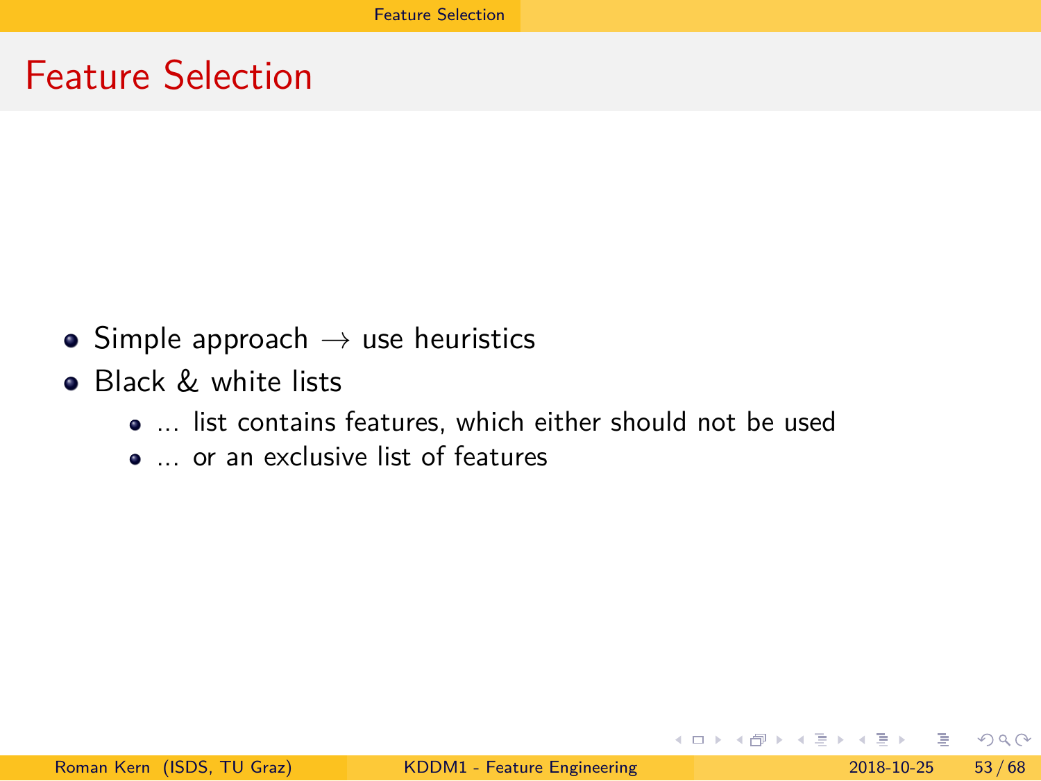# Feature Selection

- Simple approach → use heuristics
- Black & white lists
  - ... list contains features, which either should not be used
  - ... or an exclusive list of features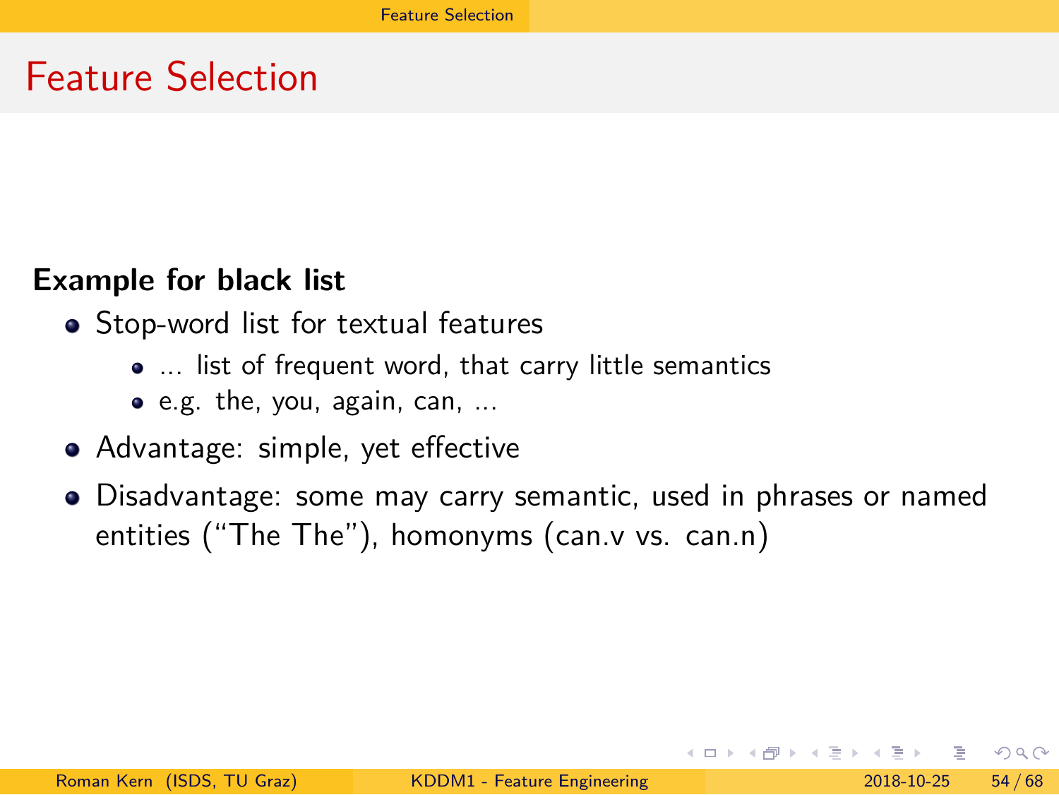# Feature Selection

**Example for black list**

- Stop-word list for textual features
  - … list of frequent word, that carry little semantics
  - e.g. the, you, again, can, …
- Advantage: simple, yet effective
- Disadvantage: some may carry semantic, used in phrases or named entities ("The The"), homonyms (can.v vs. can.n)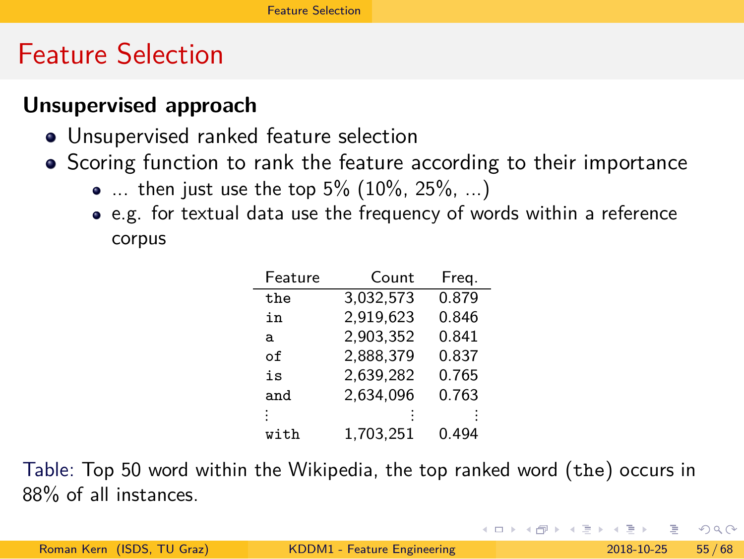# Feature Selection

**Unsupervised approach**

- Unsupervised ranked feature selection
- Scoring function to rank the feature according to their importance
  - ... then just use the top 5% (10%, 25%, ...)
  - e.g. for textual data use the frequency of words within a reference corpus

| Feature | Count | Freq. |
|---|---|---|
| `the` | 3,032,573 | 0.879 |
| `in` | 2,919,623 | 0.846 |
| `a` | 2,903,352 | 0.841 |
| `of` | 2,888,379 | 0.837 |
| `is` | 2,639,282 | 0.765 |
| `and` | 2,634,096 | 0.763 |
| ⋮ | ⋮ | ⋮ |
| `with` | 1,703,251 | 0.494 |

Table: Top 50 word within the Wikipedia, the top ranked word (`the`) occurs in 88% of all instances.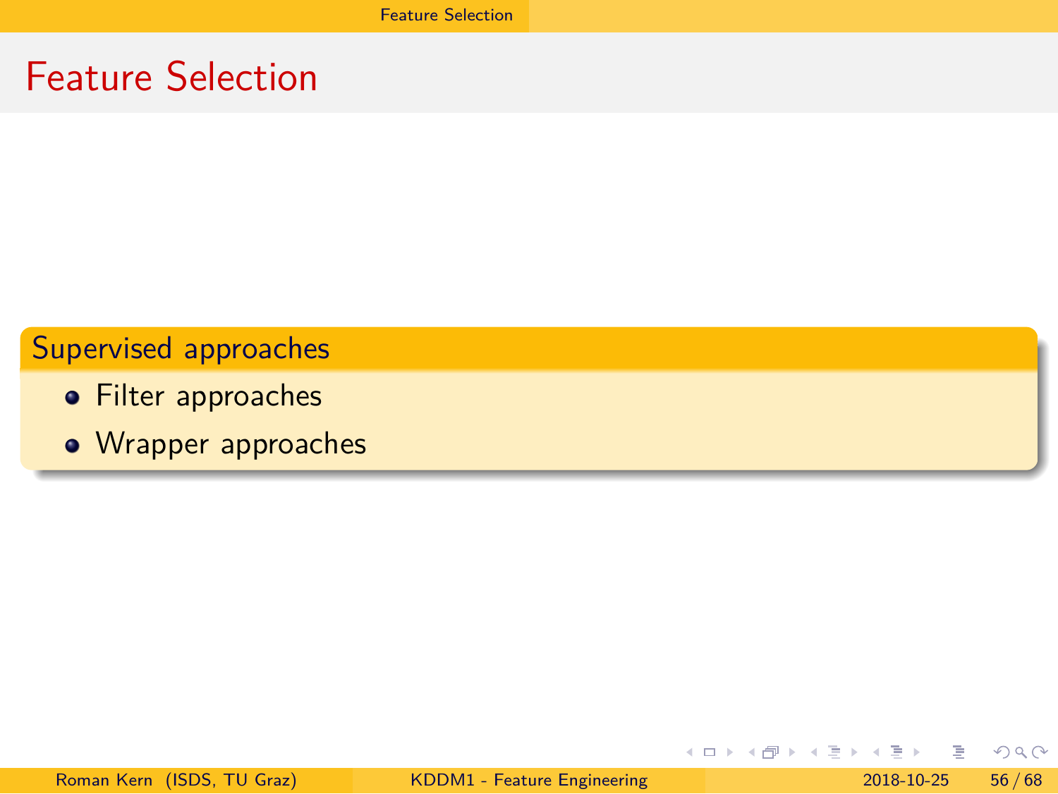# Feature Selection

**Supervised approaches**

- Filter approaches
- Wrapper approaches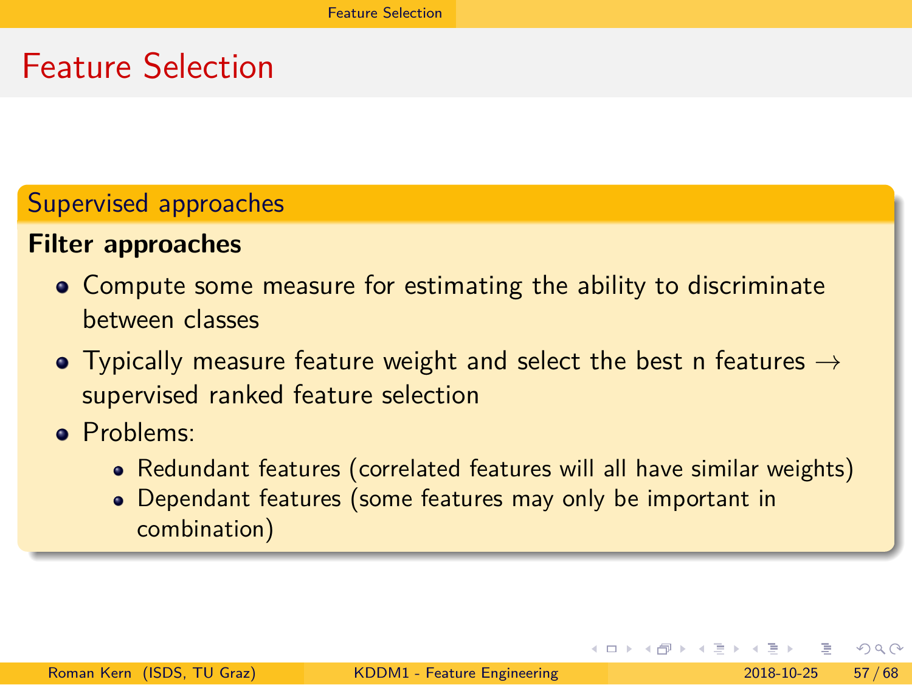# Feature Selection

## Supervised approaches

**Filter approaches**

- Compute some measure for estimating the ability to discriminate between classes
- Typically measure feature weight and select the best n features $\rightarrow$ supervised ranked feature selection
- Problems:
  - Redundant features (correlated features will all have similar weights)
  - Dependant features (some features may only be important in combination)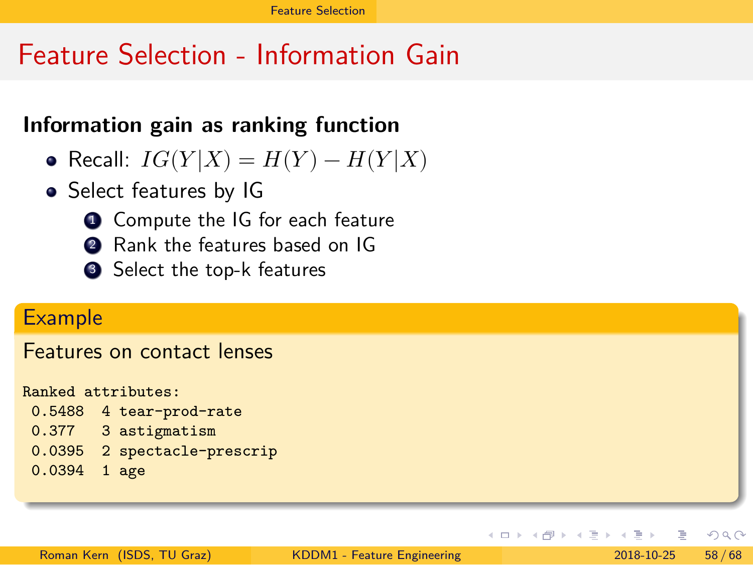# Feature Selection - Information Gain

### Information gain as ranking function

- Recall: $IG(Y|X) = H(Y) - H(Y|X)$
- Select features by IG
  1. Compute the IG for each feature
  2. Rank the features based on IG
  3. Select the top-k features

**Example**

Features on contact lenses

```
Ranked attributes:
 0.5488  4 tear-prod-rate
 0.377   3 astigmatism
 0.0395  2 spectacle-prescrip
 0.0394  1 age
```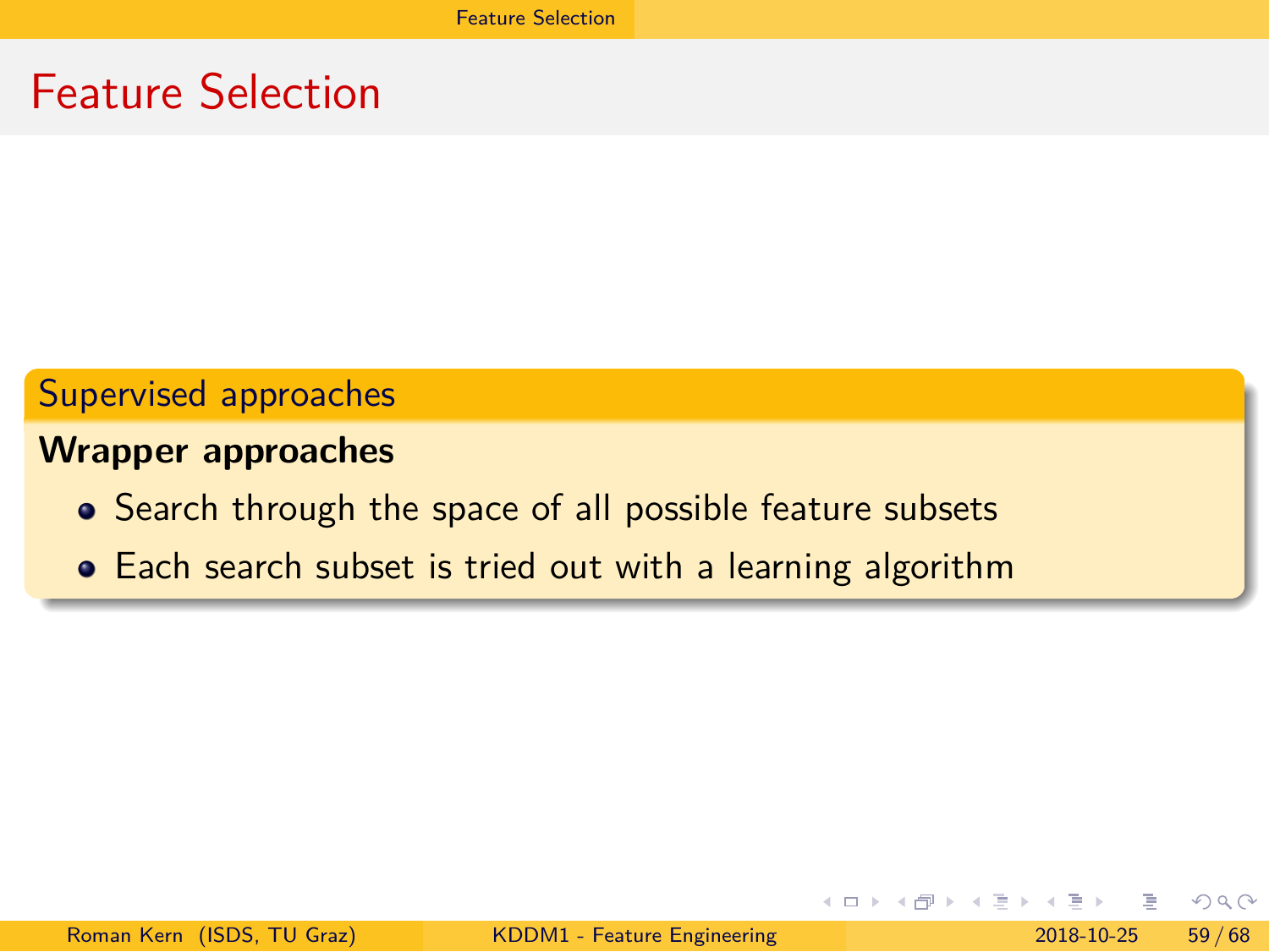# Feature Selection

## Supervised approaches

**Wrapper approaches**

- Search through the space of all possible feature subsets
- Each search subset is tried out with a learning algorithm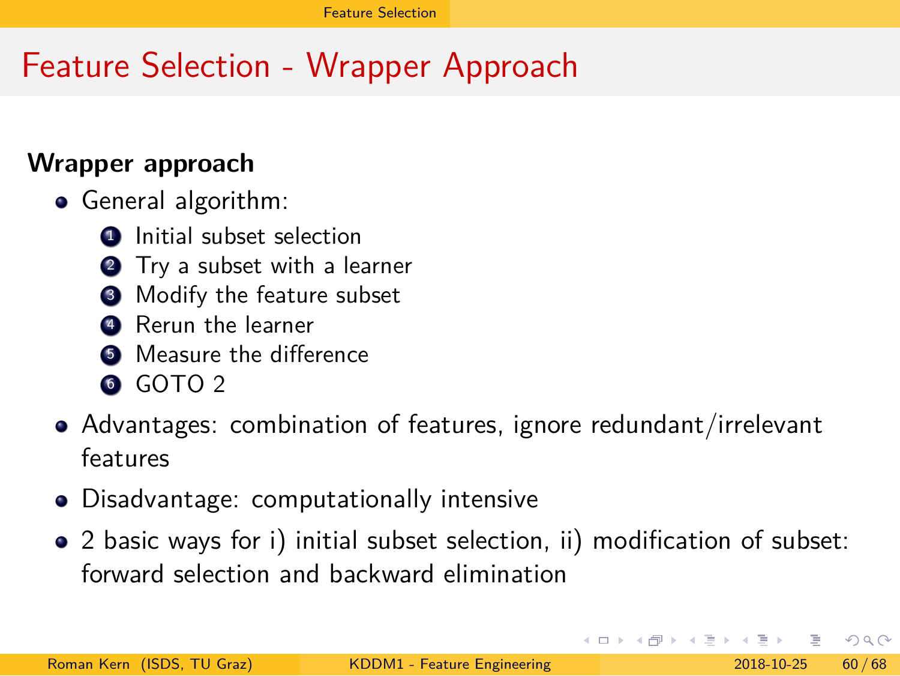# Feature Selection - Wrapper Approach

**Wrapper approach**

- General algorithm:
  1. Initial subset selection
  2. Try a subset with a learner
  3. Modify the feature subset
  4. Rerun the learner
  5. Measure the difference
  6. GOTO 2
- Advantages: combination of features, ignore redundant/irrelevant features
- Disadvantage: computationally intensive
- 2 basic ways for i) initial subset selection, ii) modification of subset: forward selection and backward elimination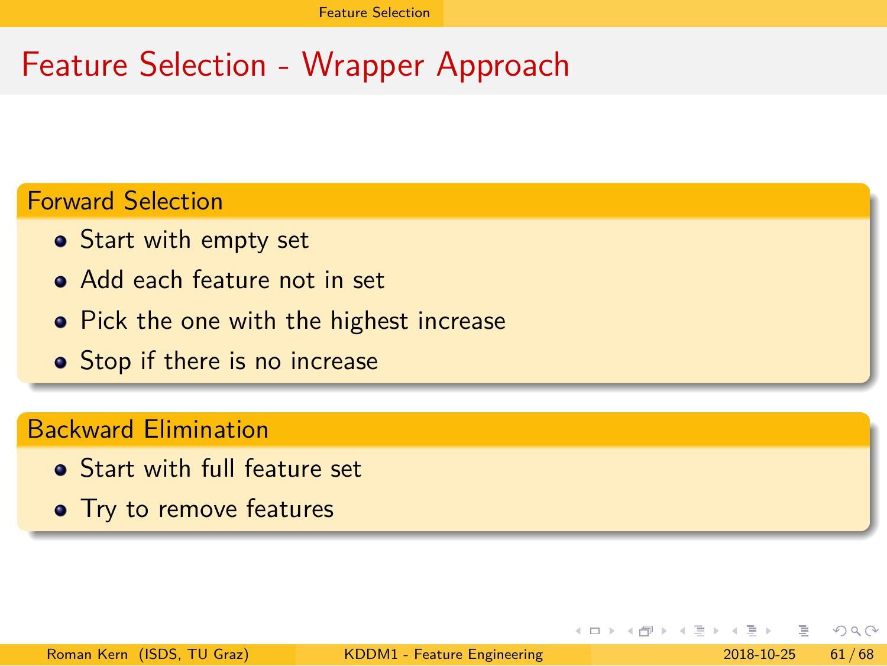# Feature Selection - Wrapper Approach

## Forward Selection

- Start with empty set
- Add each feature not in set
- Pick the one with the highest increase
- Stop if there is no increase

## Backward Elimination

- Start with full feature set
- Try to remove features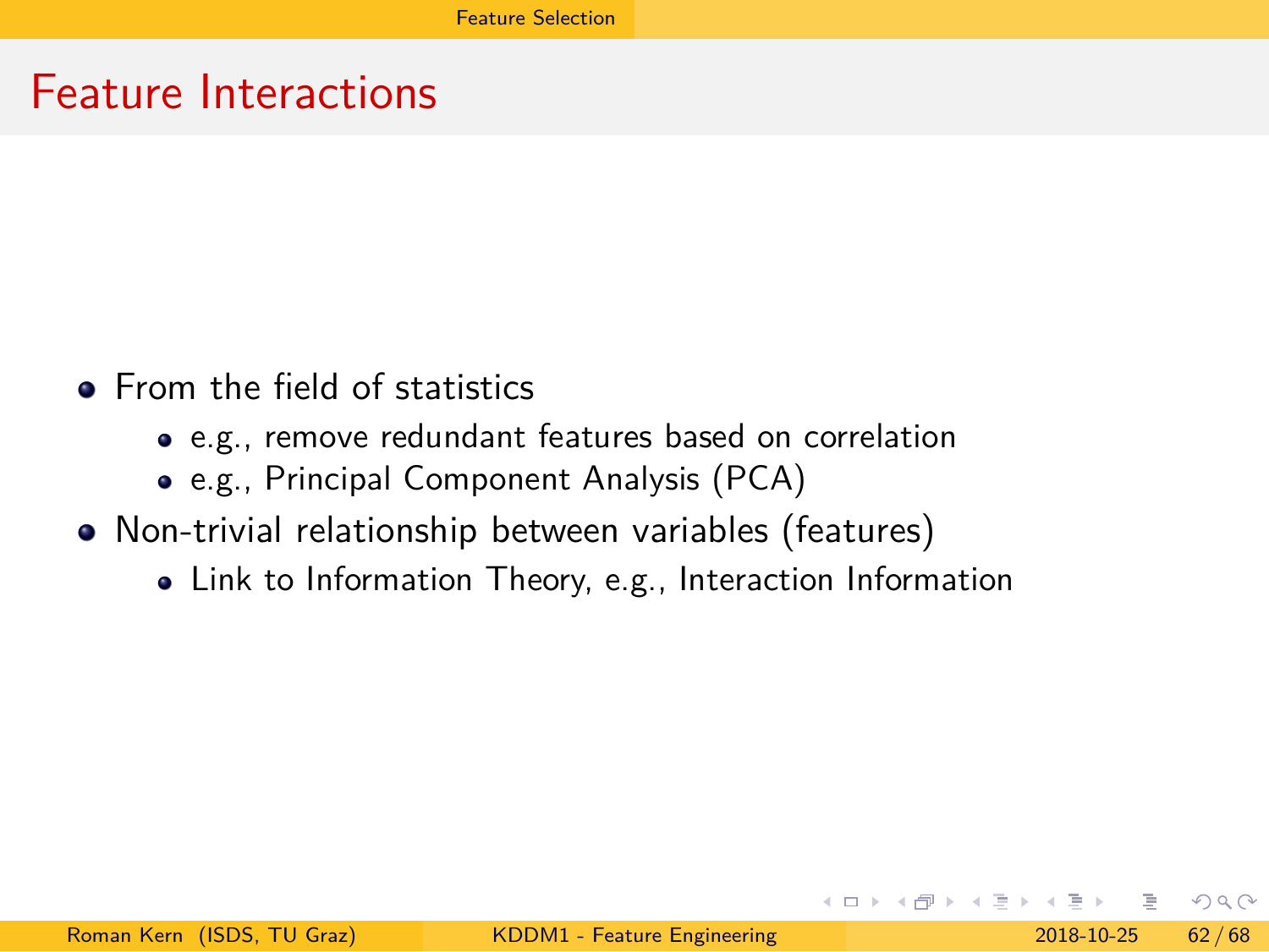# Feature Interactions

- From the field of statistics
  - e.g., remove redundant features based on correlation
  - e.g., Principal Component Analysis (PCA)
- Non-trivial relationship between variables (features)
  - Link to Information Theory, e.g., Interaction Information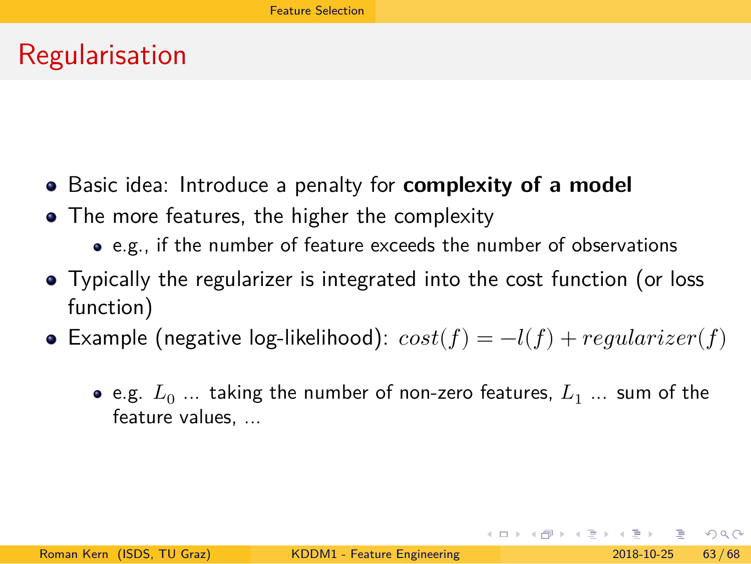# Regularisation

- Basic idea: Introduce a penalty for **complexity of a model**
- The more features, the higher the complexity
  - e.g., if the number of feature exceeds the number of observations
- Typically the regularizer is integrated into the cost function (or loss function)
- Example (negative log-likelihood): $cost(f) = -l(f) + regularizer(f)$
  - e.g. $L_0$ ... taking the number of non-zero features, $L_1$ ... sum of the feature values, ...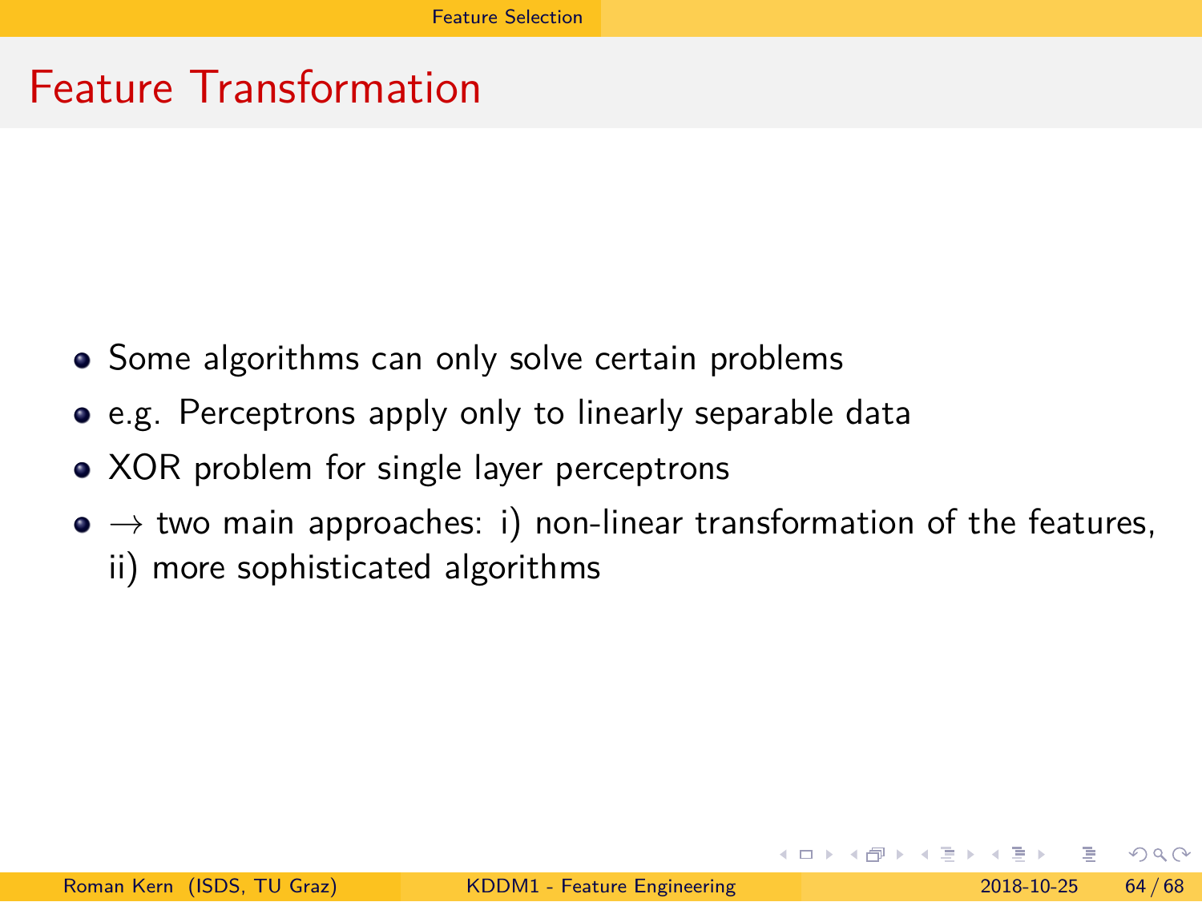# Feature Transformation

- Some algorithms can only solve certain problems
- e.g. Perceptrons apply only to linearly separable data
- XOR problem for single layer perceptrons
- $\rightarrow$ two main approaches: i) non-linear transformation of the features, ii) more sophisticated algorithms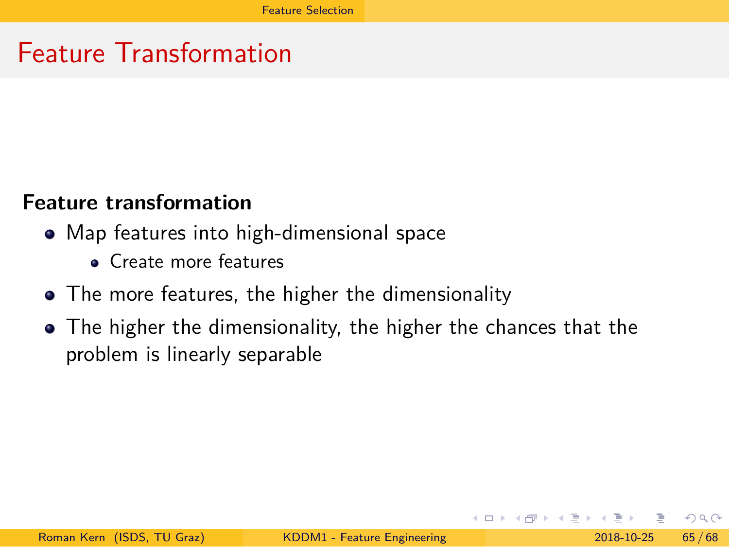# Feature Transformation

**Feature transformation**

- Map features into high-dimensional space
  - Create more features
- The more features, the higher the dimensionality
- The higher the dimensionality, the higher the chances that the problem is linearly separable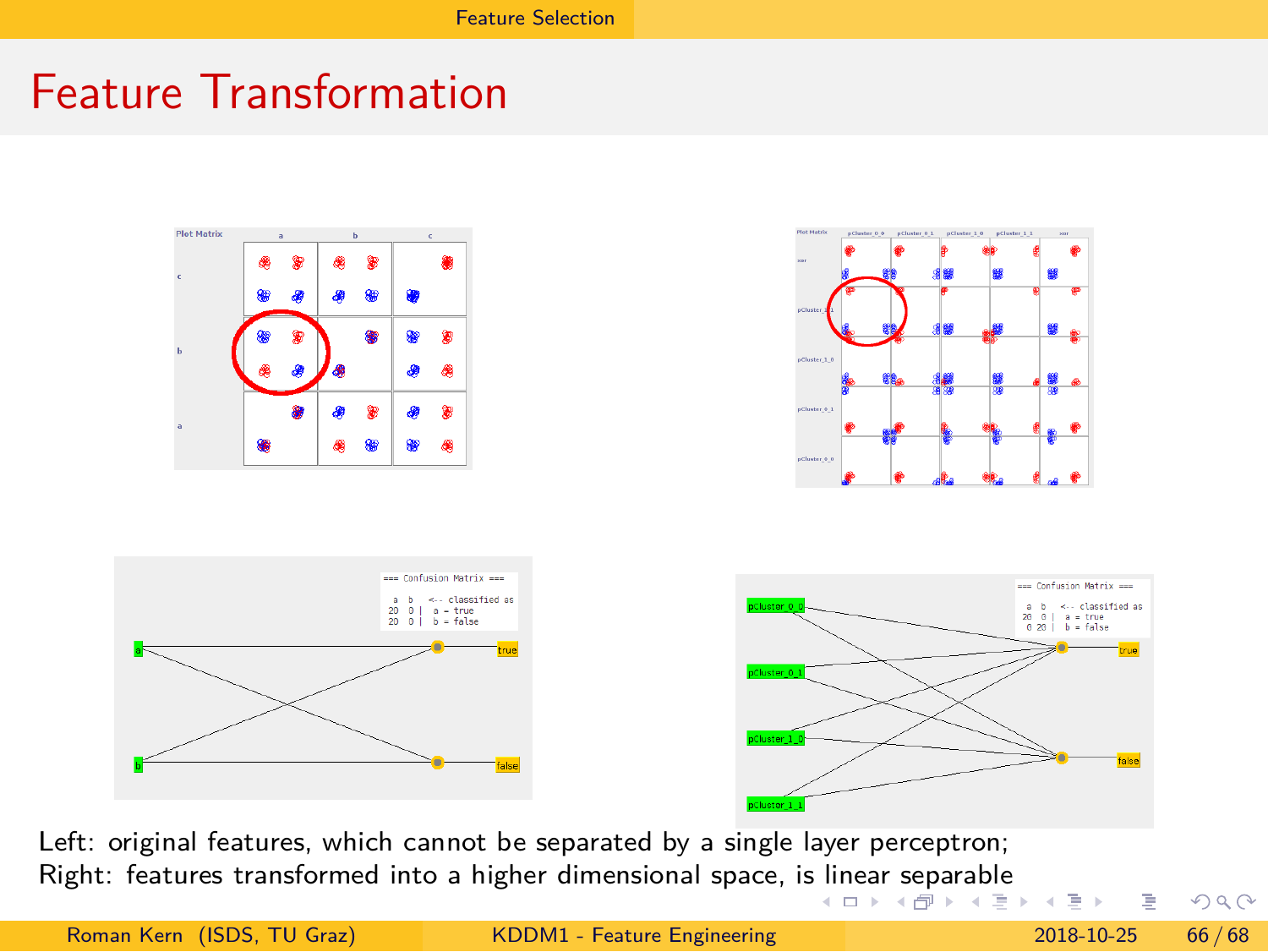# Feature Transformation

Left: original features, which cannot be separated by a single layer perceptron;
Right: features transformed into a higher dimensional space, is linear separable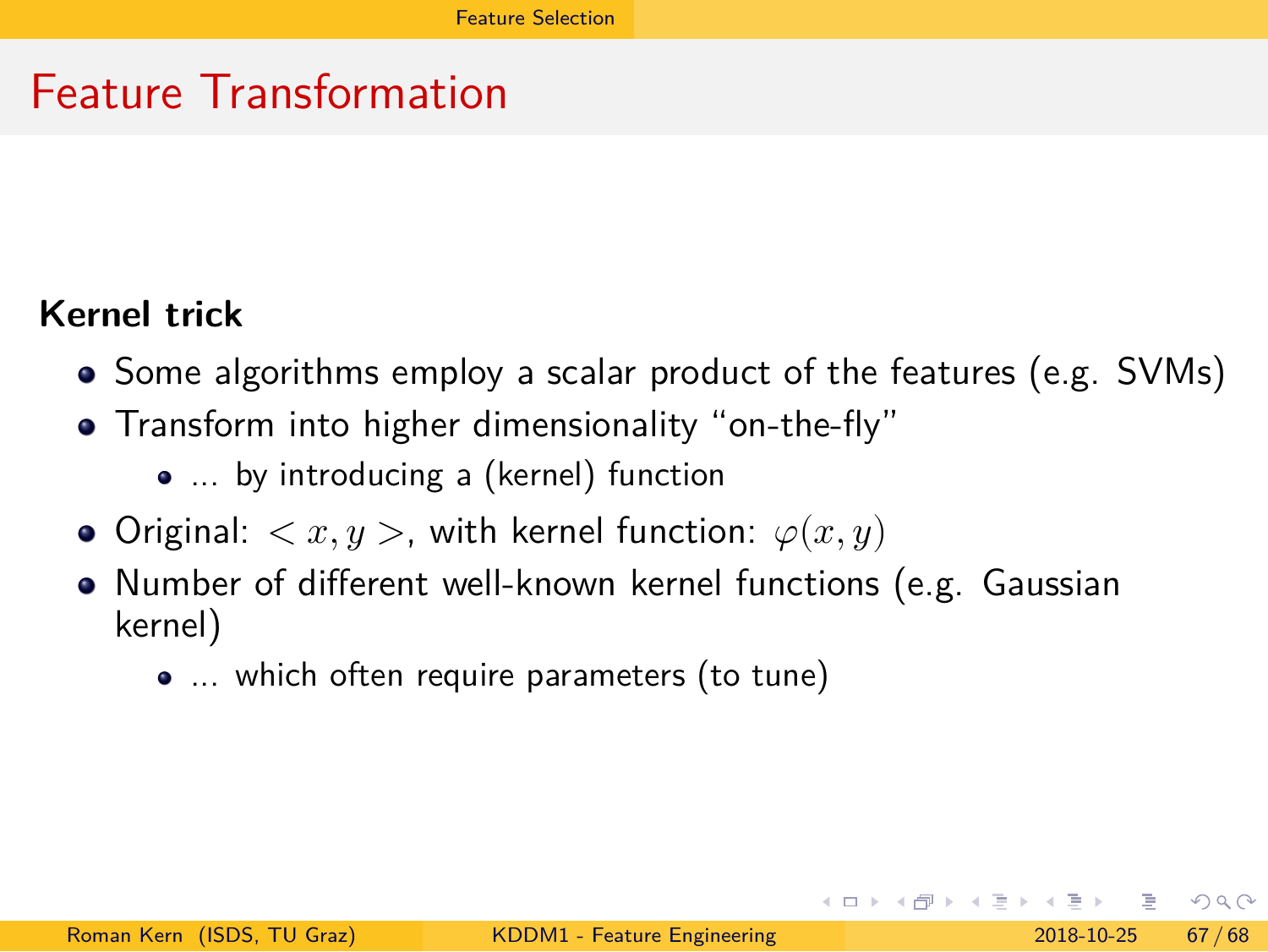# Feature Transformation

**Kernel trick**

- Some algorithms employ a scalar product of the features (e.g. SVMs)
- Transform into higher dimensionality "on-the-fly"
  - ... by introducing a (kernel) function
- Original: $< x, y >$, with kernel function: $\varphi(x, y)$
- Number of different well-known kernel functions (e.g. Gaussian kernel)
  - ... which often require parameters (to tune)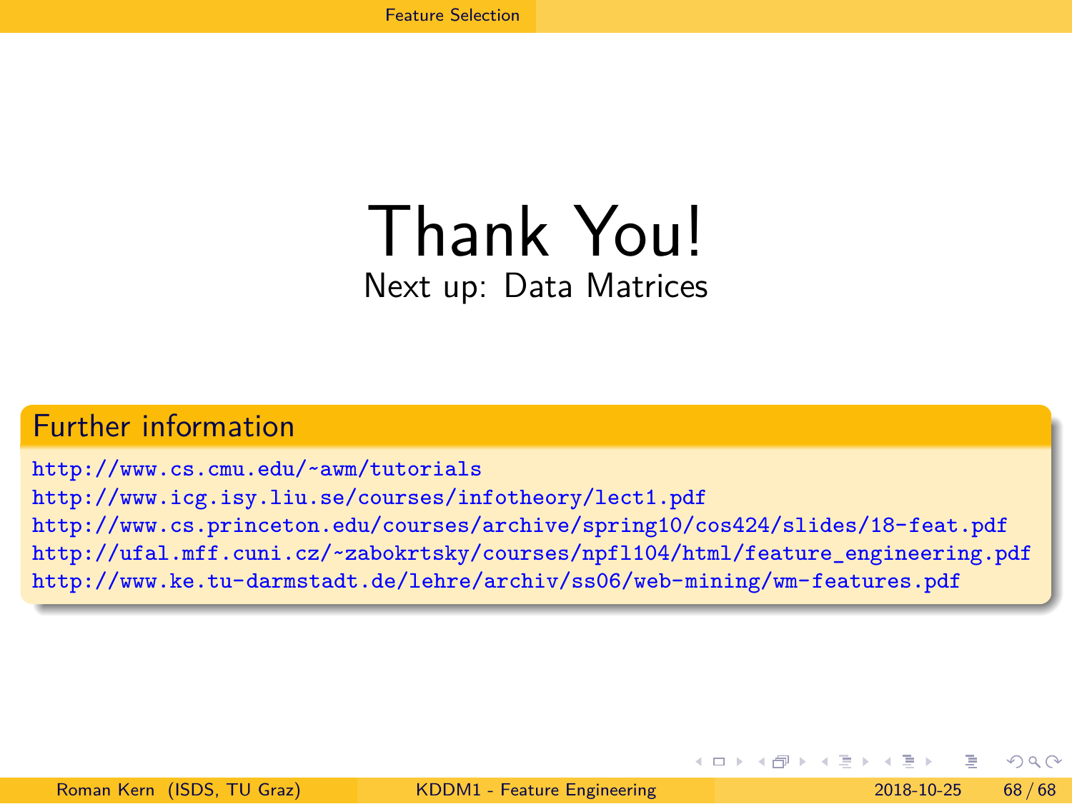# Thank You!

Next up: Data Matrices

## Further information

http://www.cs.cmu.edu/~awm/tutorials
http://www.icg.isy.liu.se/courses/infotheory/lect1.pdf
http://www.cs.princeton.edu/courses/archive/spring10/cos424/slides/18-feat.pdf
http://ufal.mff.cuni.cz/~zabokrtsky/courses/npfl104/html/feature_engineering.pdf
http://www.ke.tu-darmstadt.de/lehre/archiv/ss06/web-mining/wm-features.pdf